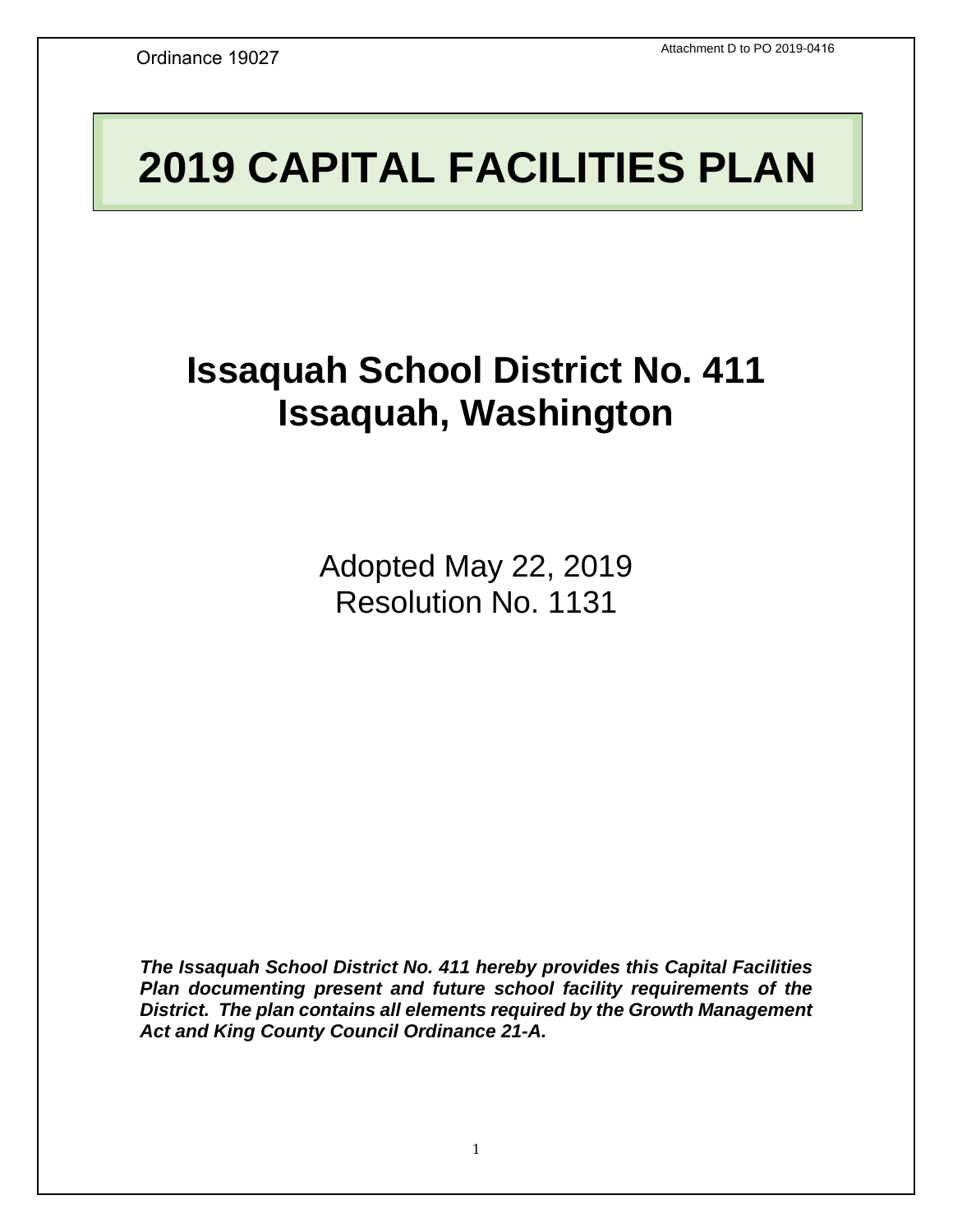Ordinance 19027

Attachment D to PO 2019-0416

# 2019 CAPITAL FACILITIES PLAN

## Issaquah School District No. 411
## Issaquah, Washington

Adopted May 22, 2019
Resolution No. 1131

***The Issaquah School District No. 411 hereby provides this Capital Facilities Plan documenting present and future school facility requirements of the District. The plan contains all elements required by the Growth Management Act and King County Council Ordinance 21-A.***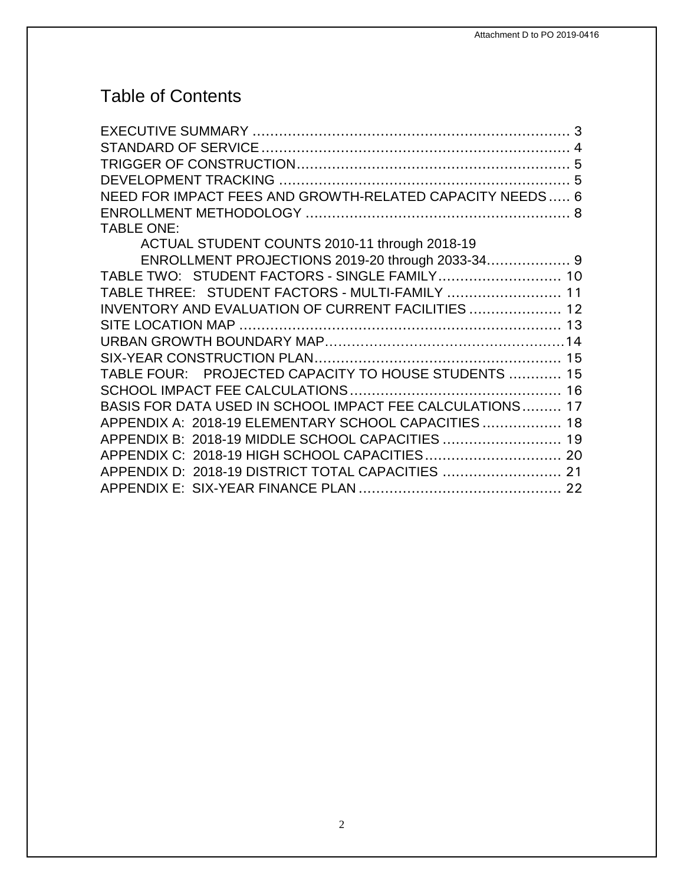# Table of Contents

EXECUTIVE SUMMARY ........................................................................ 3
STANDARD OF SERVICE ...................................................................... 4
TRIGGER OF CONSTRUCTION ............................................................. 5
DEVELOPMENT TRACKING .................................................................. 5
NEED FOR IMPACT FEES AND GROWTH-RELATED CAPACITY NEEDS ..... 6
ENROLLMENT METHODOLOGY ............................................................ 8
TABLE ONE:
    ACTUAL STUDENT COUNTS 2010-11 through 2018-19
    ENROLLMENT PROJECTIONS 2019-20 through 2033-34 .................. 9
TABLE TWO: STUDENT FACTORS - SINGLE FAMILY ............................ 10
TABLE THREE: STUDENT FACTORS - MULTI-FAMILY .......................... 11
INVENTORY AND EVALUATION OF CURRENT FACILITIES ..................... 12
SITE LOCATION MAP ......................................................................... 13
URBAN GROWTH BOUNDARY MAP ...................................................... 14
SIX-YEAR CONSTRUCTION PLAN ........................................................ 15
TABLE FOUR: PROJECTED CAPACITY TO HOUSE STUDENTS ............ 15
SCHOOL IMPACT FEE CALCULATIONS ............................................... 16
BASIS FOR DATA USED IN SCHOOL IMPACT FEE CALCULATIONS ......... 17
APPENDIX A: 2018-19 ELEMENTARY SCHOOL CAPACITIES .................. 18
APPENDIX B: 2018-19 MIDDLE SCHOOL CAPACITIES ........................... 19
APPENDIX C: 2018-19 HIGH SCHOOL CAPACITIES ............................... 20
APPENDIX D: 2018-19 DISTRICT TOTAL CAPACITIES ........................... 21
APPENDIX E: SIX-YEAR FINANCE PLAN .............................................. 22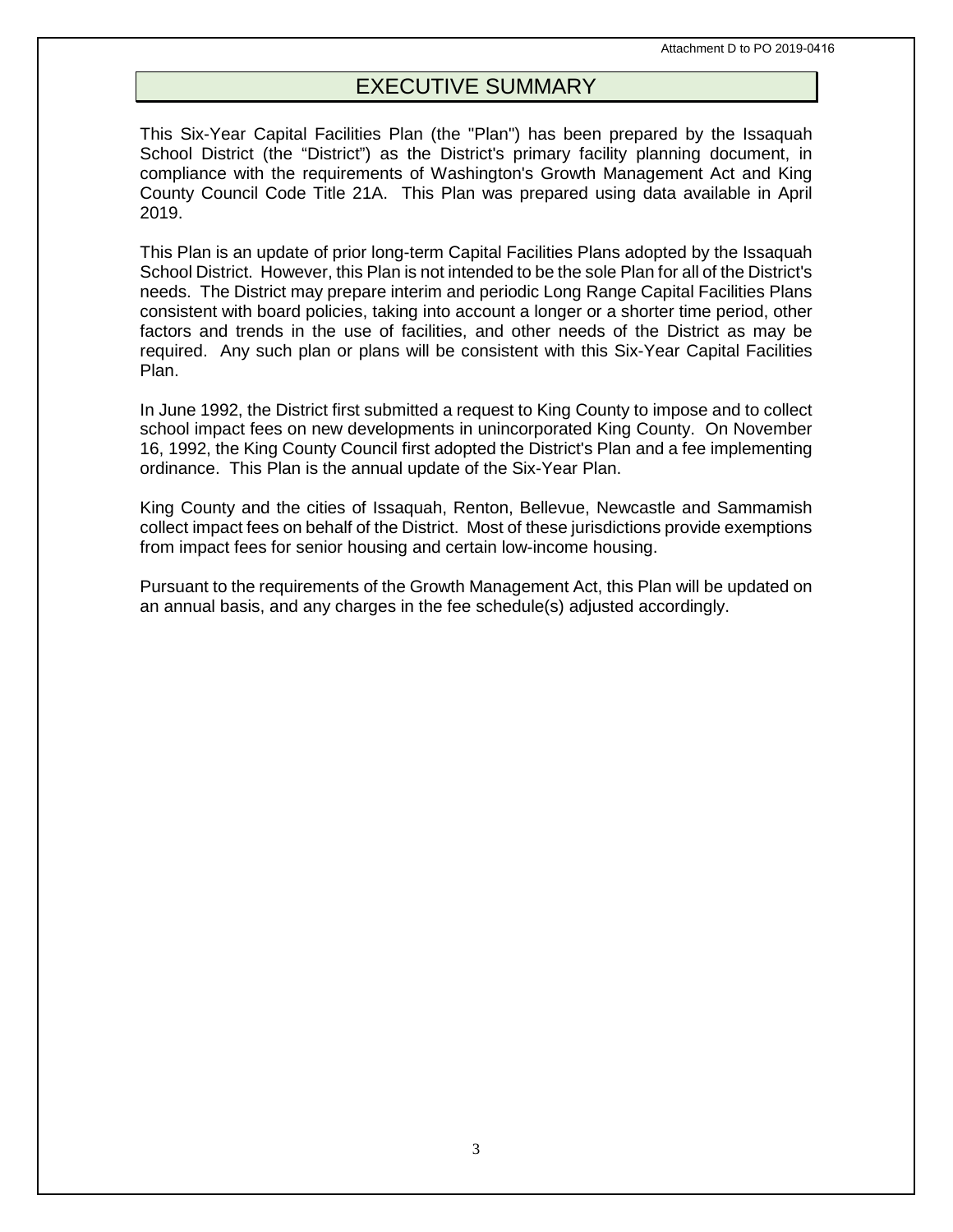# EXECUTIVE SUMMARY

This Six-Year Capital Facilities Plan (the "Plan") has been prepared by the Issaquah School District (the "District") as the District's primary facility planning document, in compliance with the requirements of Washington's Growth Management Act and King County Council Code Title 21A. This Plan was prepared using data available in April 2019.

This Plan is an update of prior long-term Capital Facilities Plans adopted by the Issaquah School District. However, this Plan is not intended to be the sole Plan for all of the District's needs. The District may prepare interim and periodic Long Range Capital Facilities Plans consistent with board policies, taking into account a longer or a shorter time period, other factors and trends in the use of facilities, and other needs of the District as may be required. Any such plan or plans will be consistent with this Six-Year Capital Facilities Plan.

In June 1992, the District first submitted a request to King County to impose and to collect school impact fees on new developments in unincorporated King County. On November 16, 1992, the King County Council first adopted the District's Plan and a fee implementing ordinance. This Plan is the annual update of the Six-Year Plan.

King County and the cities of Issaquah, Renton, Bellevue, Newcastle and Sammamish collect impact fees on behalf of the District. Most of these jurisdictions provide exemptions from impact fees for senior housing and certain low-income housing.

Pursuant to the requirements of the Growth Management Act, this Plan will be updated on an annual basis, and any charges in the fee schedule(s) adjusted accordingly.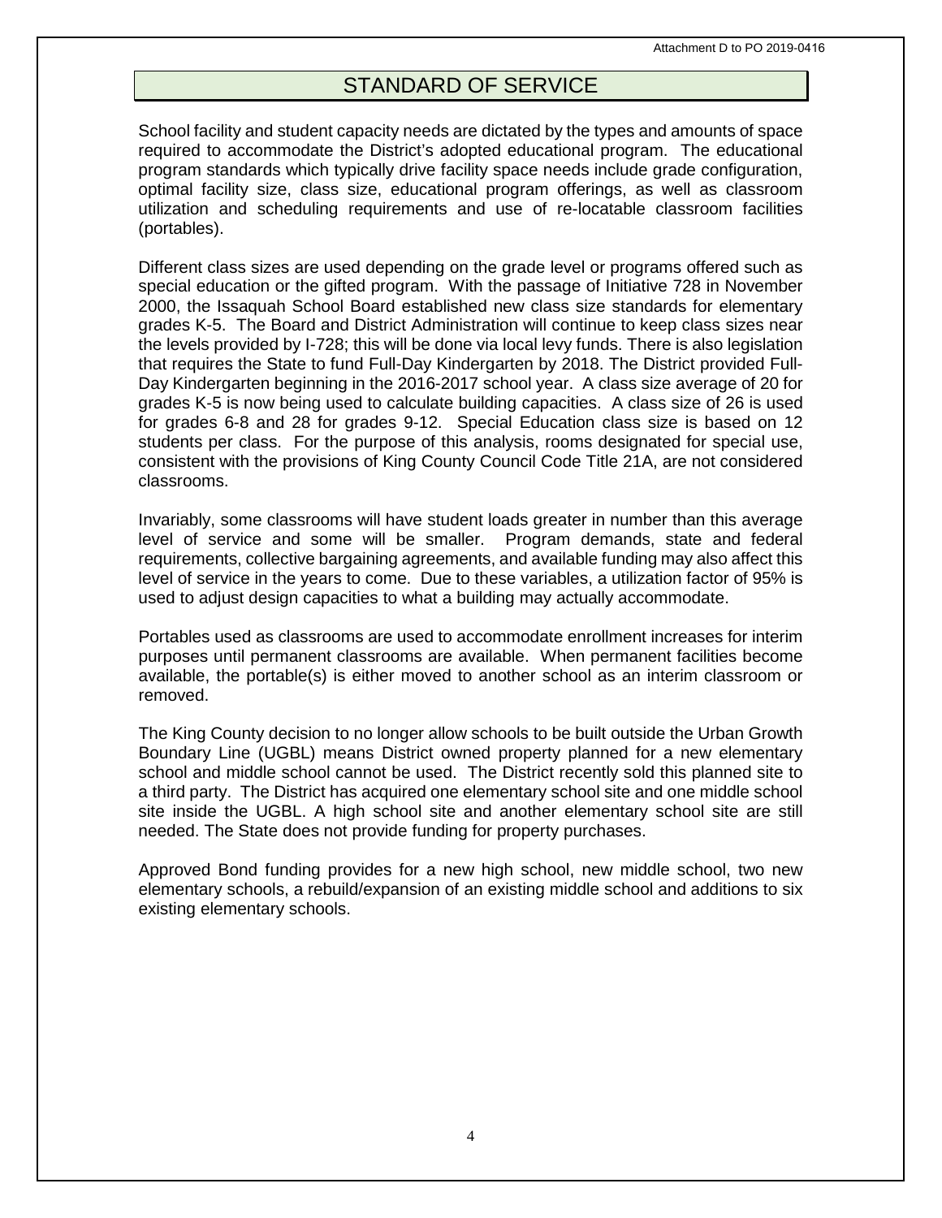# STANDARD OF SERVICE

School facility and student capacity needs are dictated by the types and amounts of space required to accommodate the District's adopted educational program. The educational program standards which typically drive facility space needs include grade configuration, optimal facility size, class size, educational program offerings, as well as classroom utilization and scheduling requirements and use of re-locatable classroom facilities (portables).

Different class sizes are used depending on the grade level or programs offered such as special education or the gifted program. With the passage of Initiative 728 in November 2000, the Issaquah School Board established new class size standards for elementary grades K-5. The Board and District Administration will continue to keep class sizes near the levels provided by I-728; this will be done via local levy funds. There is also legislation that requires the State to fund Full-Day Kindergarten by 2018. The District provided Full-Day Kindergarten beginning in the 2016-2017 school year. A class size average of 20 for grades K-5 is now being used to calculate building capacities. A class size of 26 is used for grades 6-8 and 28 for grades 9-12. Special Education class size is based on 12 students per class. For the purpose of this analysis, rooms designated for special use, consistent with the provisions of King County Council Code Title 21A, are not considered classrooms.

Invariably, some classrooms will have student loads greater in number than this average level of service and some will be smaller. Program demands, state and federal requirements, collective bargaining agreements, and available funding may also affect this level of service in the years to come. Due to these variables, a utilization factor of 95% is used to adjust design capacities to what a building may actually accommodate.

Portables used as classrooms are used to accommodate enrollment increases for interim purposes until permanent classrooms are available. When permanent facilities become available, the portable(s) is either moved to another school as an interim classroom or removed.

The King County decision to no longer allow schools to be built outside the Urban Growth Boundary Line (UGBL) means District owned property planned for a new elementary school and middle school cannot be used. The District recently sold this planned site to a third party. The District has acquired one elementary school site and one middle school site inside the UGBL. A high school site and another elementary school site are still needed. The State does not provide funding for property purchases.

Approved Bond funding provides for a new high school, new middle school, two new elementary schools, a rebuild/expansion of an existing middle school and additions to six existing elementary schools.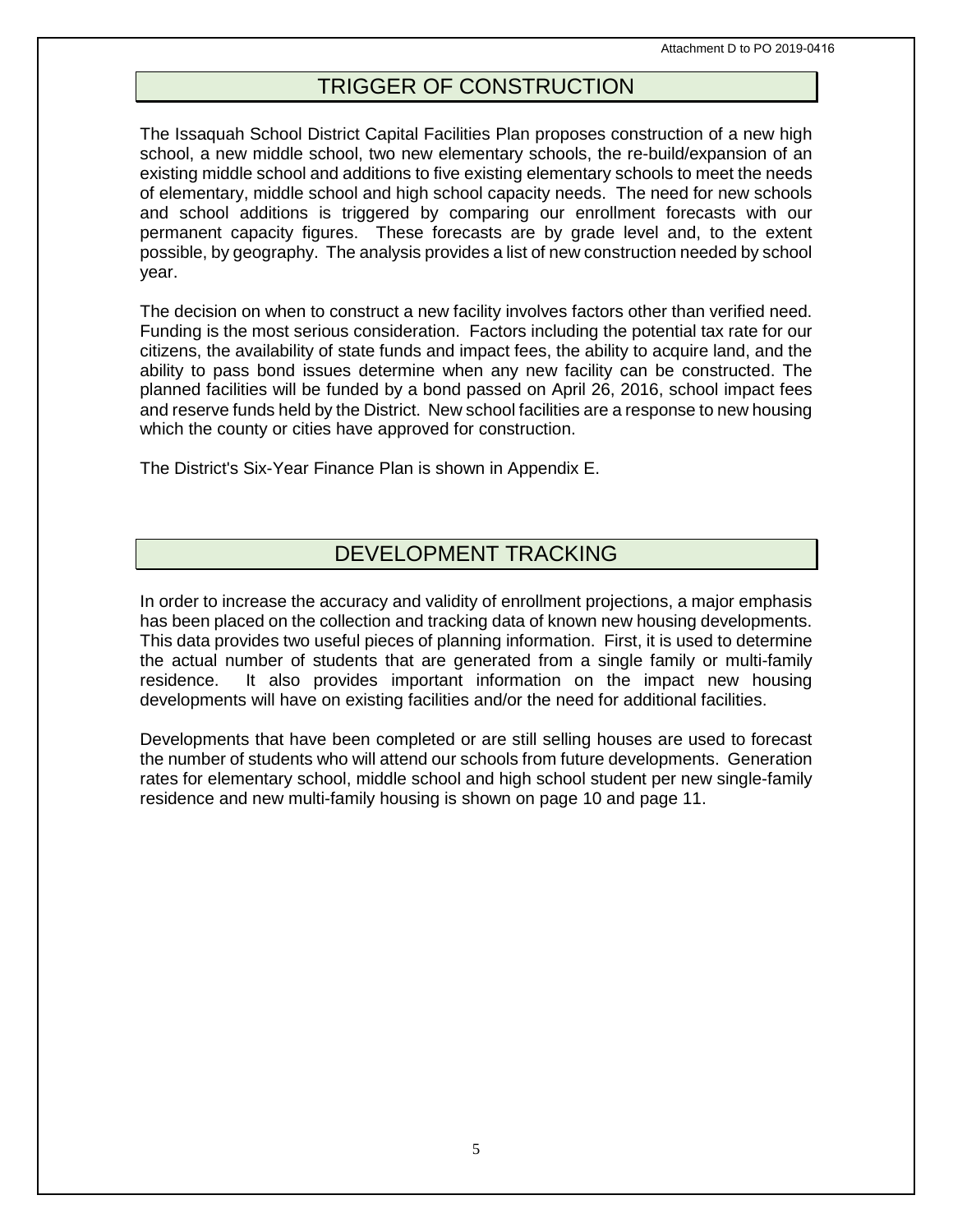## TRIGGER OF CONSTRUCTION

The Issaquah School District Capital Facilities Plan proposes construction of a new high school, a new middle school, two new elementary schools, the re-build/expansion of an existing middle school and additions to five existing elementary schools to meet the needs of elementary, middle school and high school capacity needs. The need for new schools and school additions is triggered by comparing our enrollment forecasts with our permanent capacity figures. These forecasts are by grade level and, to the extent possible, by geography. The analysis provides a list of new construction needed by school year.

The decision on when to construct a new facility involves factors other than verified need. Funding is the most serious consideration. Factors including the potential tax rate for our citizens, the availability of state funds and impact fees, the ability to acquire land, and the ability to pass bond issues determine when any new facility can be constructed. The planned facilities will be funded by a bond passed on April 26, 2016, school impact fees and reserve funds held by the District. New school facilities are a response to new housing which the county or cities have approved for construction.

The District's Six-Year Finance Plan is shown in Appendix E.

## DEVELOPMENT TRACKING

In order to increase the accuracy and validity of enrollment projections, a major emphasis has been placed on the collection and tracking data of known new housing developments. This data provides two useful pieces of planning information. First, it is used to determine the actual number of students that are generated from a single family or multi-family residence. It also provides important information on the impact new housing developments will have on existing facilities and/or the need for additional facilities.

Developments that have been completed or are still selling houses are used to forecast the number of students who will attend our schools from future developments. Generation rates for elementary school, middle school and high school student per new single-family residence and new multi-family housing is shown on page 10 and page 11.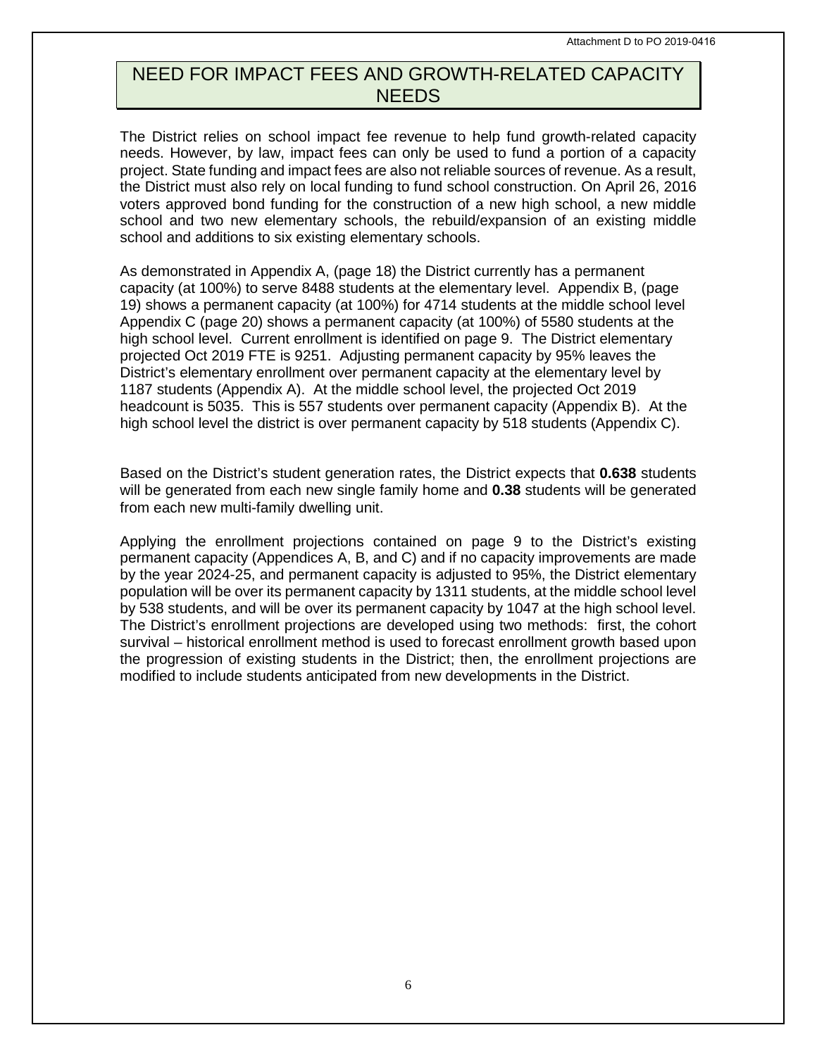# NEED FOR IMPACT FEES AND GROWTH-RELATED CAPACITY NEEDS

The District relies on school impact fee revenue to help fund growth-related capacity needs. However, by law, impact fees can only be used to fund a portion of a capacity project. State funding and impact fees are also not reliable sources of revenue. As a result, the District must also rely on local funding to fund school construction. On April 26, 2016 voters approved bond funding for the construction of a new high school, a new middle school and two new elementary schools, the rebuild/expansion of an existing middle school and additions to six existing elementary schools.

As demonstrated in Appendix A, (page 18) the District currently has a permanent capacity (at 100%) to serve 8488 students at the elementary level. Appendix B, (page 19) shows a permanent capacity (at 100%) for 4714 students at the middle school level Appendix C (page 20) shows a permanent capacity (at 100%) of 5580 students at the high school level. Current enrollment is identified on page 9. The District elementary projected Oct 2019 FTE is 9251. Adjusting permanent capacity by 95% leaves the District's elementary enrollment over permanent capacity at the elementary level by 1187 students (Appendix A). At the middle school level, the projected Oct 2019 headcount is 5035. This is 557 students over permanent capacity (Appendix B). At the high school level the district is over permanent capacity by 518 students (Appendix C).

Based on the District's student generation rates, the District expects that **0.638** students will be generated from each new single family home and **0.38** students will be generated from each new multi-family dwelling unit.

Applying the enrollment projections contained on page 9 to the District's existing permanent capacity (Appendices A, B, and C) and if no capacity improvements are made by the year 2024-25, and permanent capacity is adjusted to 95%, the District elementary population will be over its permanent capacity by 1311 students, at the middle school level by 538 students, and will be over its permanent capacity by 1047 at the high school level. The District's enrollment projections are developed using two methods: first, the cohort survival – historical enrollment method is used to forecast enrollment growth based upon the progression of existing students in the District; then, the enrollment projections are modified to include students anticipated from new developments in the District.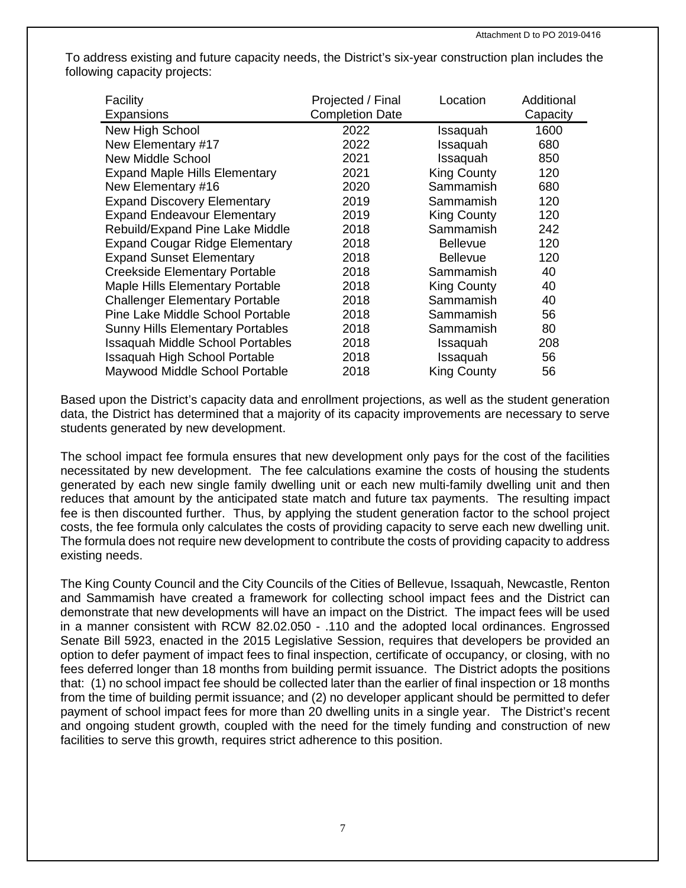To address existing and future capacity needs, the District's six-year construction plan includes the following capacity projects:

| Facility Expansions | Projected / Final Completion Date | Location | Additional Capacity |
|---|---|---|---|
| New High School | 2022 | Issaquah | 1600 |
| New Elementary #17 | 2022 | Issaquah | 680 |
| New Middle School | 2021 | Issaquah | 850 |
| Expand Maple Hills Elementary | 2021 | King County | 120 |
| New Elementary #16 | 2020 | Sammamish | 680 |
| Expand Discovery Elementary | 2019 | Sammamish | 120 |
| Expand Endeavour Elementary | 2019 | King County | 120 |
| Rebuild/Expand Pine Lake Middle | 2018 | Sammamish | 242 |
| Expand Cougar Ridge Elementary | 2018 | Bellevue | 120 |
| Expand Sunset Elementary | 2018 | Bellevue | 120 |
| Creekside Elementary Portable | 2018 | Sammamish | 40 |
| Maple Hills Elementary Portable | 2018 | King County | 40 |
| Challenger Elementary Portable | 2018 | Sammamish | 40 |
| Pine Lake Middle School Portable | 2018 | Sammamish | 56 |
| Sunny Hills Elementary Portables | 2018 | Sammamish | 80 |
| Issaquah Middle School Portables | 2018 | Issaquah | 208 |
| Issaquah High School Portable | 2018 | Issaquah | 56 |
| Maywood Middle School Portable | 2018 | King County | 56 |

Based upon the District's capacity data and enrollment projections, as well as the student generation data, the District has determined that a majority of its capacity improvements are necessary to serve students generated by new development.

The school impact fee formula ensures that new development only pays for the cost of the facilities necessitated by new development. The fee calculations examine the costs of housing the students generated by each new single family dwelling unit or each new multi-family dwelling unit and then reduces that amount by the anticipated state match and future tax payments. The resulting impact fee is then discounted further. Thus, by applying the student generation factor to the school project costs, the fee formula only calculates the costs of providing capacity to serve each new dwelling unit. The formula does not require new development to contribute the costs of providing capacity to address existing needs.

The King County Council and the City Councils of the Cities of Bellevue, Issaquah, Newcastle, Renton and Sammamish have created a framework for collecting school impact fees and the District can demonstrate that new developments will have an impact on the District. The impact fees will be used in a manner consistent with RCW 82.02.050 - .110 and the adopted local ordinances. Engrossed Senate Bill 5923, enacted in the 2015 Legislative Session, requires that developers be provided an option to defer payment of impact fees to final inspection, certificate of occupancy, or closing, with no fees deferred longer than 18 months from building permit issuance. The District adopts the positions that: (1) no school impact fee should be collected later than the earlier of final inspection or 18 months from the time of building permit issuance; and (2) no developer applicant should be permitted to defer payment of school impact fees for more than 20 dwelling units in a single year. The District's recent and ongoing student growth, coupled with the need for the timely funding and construction of new facilities to serve this growth, requires strict adherence to this position.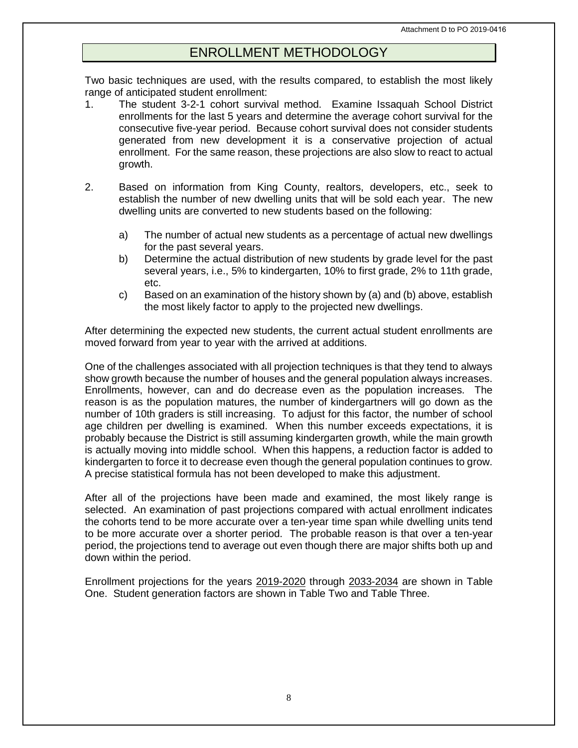# ENROLLMENT METHODOLOGY

Two basic techniques are used, with the results compared, to establish the most likely range of anticipated student enrollment:

1. The student 3-2-1 cohort survival method. Examine Issaquah School District enrollments for the last 5 years and determine the average cohort survival for the consecutive five-year period. Because cohort survival does not consider students generated from new development it is a conservative projection of actual enrollment. For the same reason, these projections are also slow to react to actual growth.

2. Based on information from King County, realtors, developers, etc., seek to establish the number of new dwelling units that will be sold each year. The new dwelling units are converted to new students based on the following:

   a) The number of actual new students as a percentage of actual new dwellings for the past several years.
   b) Determine the actual distribution of new students by grade level for the past several years, i.e., 5% to kindergarten, 10% to first grade, 2% to 11th grade, etc.
   c) Based on an examination of the history shown by (a) and (b) above, establish the most likely factor to apply to the projected new dwellings.

After determining the expected new students, the current actual student enrollments are moved forward from year to year with the arrived at additions.

One of the challenges associated with all projection techniques is that they tend to always show growth because the number of houses and the general population always increases. Enrollments, however, can and do decrease even as the population increases. The reason is as the population matures, the number of kindergartners will go down as the number of 10th graders is still increasing. To adjust for this factor, the number of school age children per dwelling is examined. When this number exceeds expectations, it is probably because the District is still assuming kindergarten growth, while the main growth is actually moving into middle school. When this happens, a reduction factor is added to kindergarten to force it to decrease even though the general population continues to grow. A precise statistical formula has not been developed to make this adjustment.

After all of the projections have been made and examined, the most likely range is selected. An examination of past projections compared with actual enrollment indicates the cohorts tend to be more accurate over a ten-year time span while dwelling units tend to be more accurate over a shorter period. The probable reason is that over a ten-year period, the projections tend to average out even though there are major shifts both up and down within the period.

Enrollment projections for the years 2019-2020 through 2033-2034 are shown in Table One. Student generation factors are shown in Table Two and Table Three.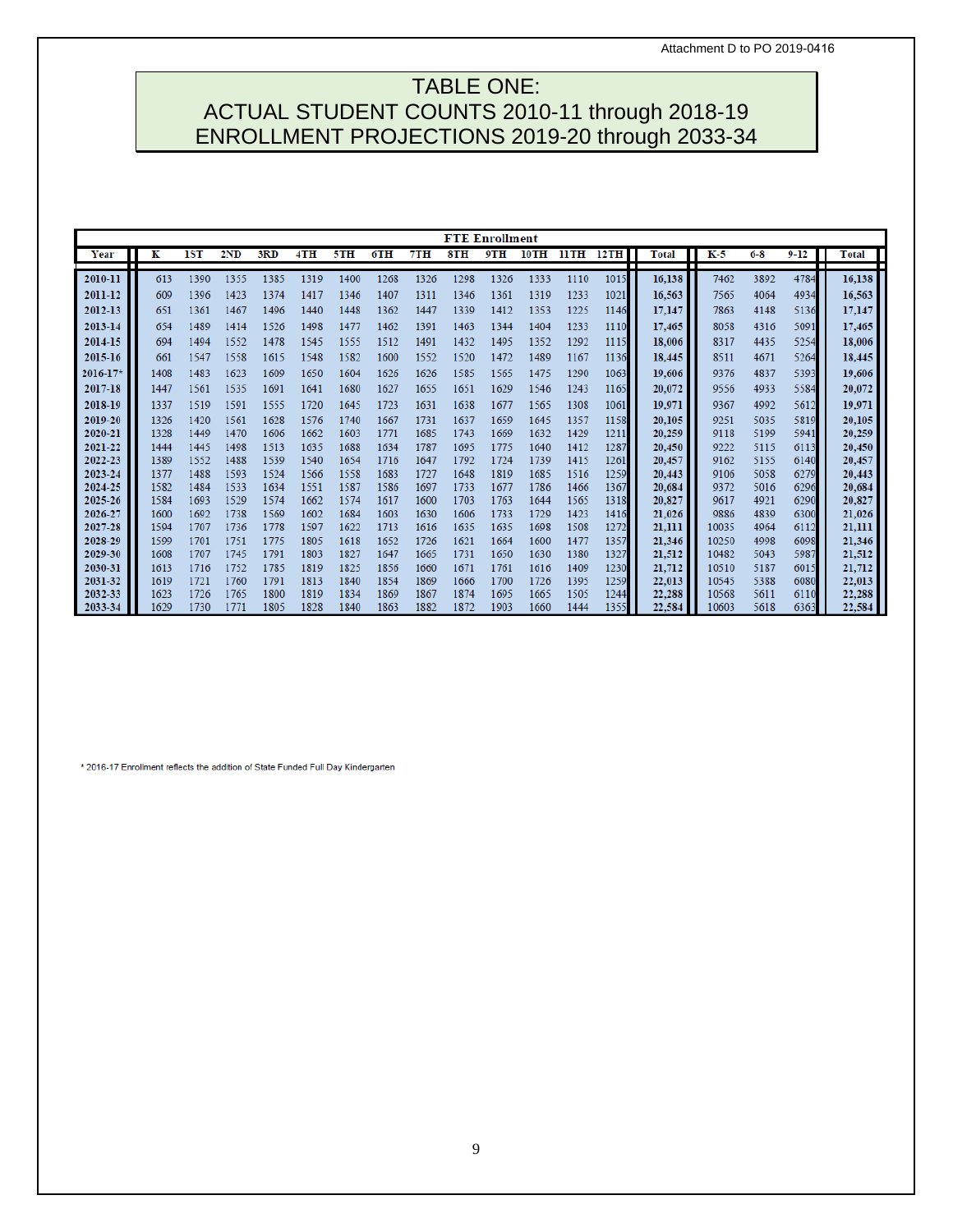Attachment D to PO 2019-0416

# TABLE ONE:
# ACTUAL STUDENT COUNTS 2010-11 through 2018-19
# ENROLLMENT PROJECTIONS 2019-20 through 2033-34

| FTE Enrollment | | | | | | | | | | | | | | | | | | |
|---|---|---|---|---|---|---|---|---|---|---|---|---|---|---|---|---|---|---|
| Year | K | 1ST | 2ND | 3RD | 4TH | 5TH | 6TH | 7TH | 8TH | 9TH | 10TH | 11TH | 12TH | Total | K-5 | 6-8 | 9-12 | Total |
| 2010-11 | 613 | 1390 | 1355 | 1385 | 1319 | 1400 | 1268 | 1326 | 1298 | 1326 | 1333 | 1110 | 1015 | 16,138 | 7462 | 3892 | 4784 | 16,138 |
| 2011-12 | 609 | 1396 | 1423 | 1374 | 1417 | 1346 | 1407 | 1311 | 1346 | 1361 | 1319 | 1233 | 1021 | 16,563 | 7565 | 4064 | 4934 | 16,563 |
| 2012-13 | 651 | 1361 | 1467 | 1496 | 1440 | 1448 | 1362 | 1447 | 1339 | 1412 | 1353 | 1225 | 1146 | 17,147 | 7863 | 4148 | 5136 | 17,147 |
| 2013-14 | 654 | 1489 | 1414 | 1526 | 1498 | 1477 | 1462 | 1391 | 1463 | 1344 | 1404 | 1233 | 1110 | 17,465 | 8058 | 4316 | 5091 | 17,465 |
| 2014-15 | 694 | 1494 | 1552 | 1478 | 1545 | 1555 | 1512 | 1491 | 1432 | 1495 | 1352 | 1292 | 1115 | 18,006 | 8317 | 4435 | 5254 | 18,006 |
| 2015-16 | 661 | 1547 | 1558 | 1615 | 1548 | 1582 | 1600 | 1552 | 1520 | 1472 | 1489 | 1167 | 1136 | 18,445 | 8511 | 4671 | 5264 | 18,445 |
| 2016-17* | 1408 | 1483 | 1623 | 1609 | 1650 | 1604 | 1626 | 1626 | 1585 | 1565 | 1475 | 1290 | 1063 | 19,606 | 9376 | 4837 | 5393 | 19,606 |
| 2017-18 | 1447 | 1561 | 1535 | 1691 | 1641 | 1680 | 1627 | 1655 | 1651 | 1629 | 1546 | 1243 | 1165 | 20,072 | 9556 | 4933 | 5584 | 20,072 |
| 2018-19 | 1337 | 1519 | 1591 | 1555 | 1720 | 1645 | 1723 | 1631 | 1638 | 1677 | 1565 | 1308 | 1061 | 19,971 | 9367 | 4992 | 5612 | 19,971 |
| 2019-20 | 1326 | 1420 | 1561 | 1628 | 1576 | 1740 | 1667 | 1731 | 1637 | 1659 | 1645 | 1357 | 1158 | 20,105 | 9251 | 5035 | 5819 | 20,105 |
| 2020-21 | 1328 | 1449 | 1470 | 1606 | 1662 | 1603 | 1771 | 1685 | 1743 | 1669 | 1632 | 1429 | 1211 | 20,259 | 9118 | 5199 | 5941 | 20,259 |
| 2021-22 | 1444 | 1445 | 1498 | 1513 | 1635 | 1688 | 1634 | 1787 | 1695 | 1775 | 1640 | 1412 | 1287 | 20,450 | 9222 | 5115 | 6113 | 20,450 |
| 2022-23 | 1389 | 1552 | 1488 | 1539 | 1540 | 1654 | 1716 | 1647 | 1792 | 1724 | 1739 | 1415 | 1261 | 20,457 | 9162 | 5155 | 6140 | 20,457 |
| 2023-24 | 1377 | 1488 | 1593 | 1524 | 1566 | 1558 | 1683 | 1727 | 1648 | 1819 | 1685 | 1516 | 1259 | 20,443 | 9106 | 5058 | 6279 | 20,443 |
| 2024-25 | 1582 | 1484 | 1533 | 1634 | 1551 | 1587 | 1586 | 1697 | 1733 | 1677 | 1786 | 1466 | 1367 | 20,684 | 9372 | 5016 | 6296 | 20,684 |
| 2025-26 | 1584 | 1693 | 1529 | 1574 | 1662 | 1574 | 1617 | 1600 | 1703 | 1763 | 1644 | 1565 | 1318 | 20,827 | 9617 | 4921 | 6290 | 20,827 |
| 2026-27 | 1600 | 1692 | 1738 | 1569 | 1602 | 1684 | 1603 | 1630 | 1606 | 1733 | 1729 | 1423 | 1416 | 21,026 | 9886 | 4839 | 6300 | 21,026 |
| 2027-28 | 1594 | 1707 | 1736 | 1778 | 1597 | 1622 | 1713 | 1616 | 1635 | 1635 | 1698 | 1508 | 1272 | 21,111 | 10035 | 4964 | 6112 | 21,111 |
| 2028-29 | 1599 | 1701 | 1751 | 1775 | 1805 | 1618 | 1652 | 1726 | 1621 | 1664 | 1600 | 1477 | 1357 | 21,346 | 10250 | 4998 | 6098 | 21,346 |
| 2029-30 | 1608 | 1707 | 1745 | 1791 | 1803 | 1827 | 1647 | 1665 | 1731 | 1650 | 1630 | 1380 | 1327 | 21,512 | 10482 | 5043 | 5987 | 21,512 |
| 2030-31 | 1613 | 1716 | 1752 | 1785 | 1819 | 1825 | 1856 | 1660 | 1671 | 1761 | 1616 | 1409 | 1230 | 21,712 | 10510 | 5187 | 6015 | 21,712 |
| 2031-32 | 1619 | 1721 | 1760 | 1791 | 1813 | 1840 | 1854 | 1869 | 1666 | 1700 | 1726 | 1395 | 1259 | 22,013 | 10545 | 5388 | 6080 | 22,013 |
| 2032-33 | 1623 | 1726 | 1765 | 1800 | 1819 | 1834 | 1869 | 1867 | 1874 | 1695 | 1665 | 1505 | 1244 | 22,288 | 10568 | 5611 | 6110 | 22,288 |
| 2033-34 | 1629 | 1730 | 1771 | 1805 | 1828 | 1840 | 1863 | 1882 | 1872 | 1903 | 1660 | 1444 | 1355 | 22,584 | 10603 | 5618 | 6363 | 22,584 |

* 2016-17 Enrollment reflects the addition of State Funded Full Day Kindergarten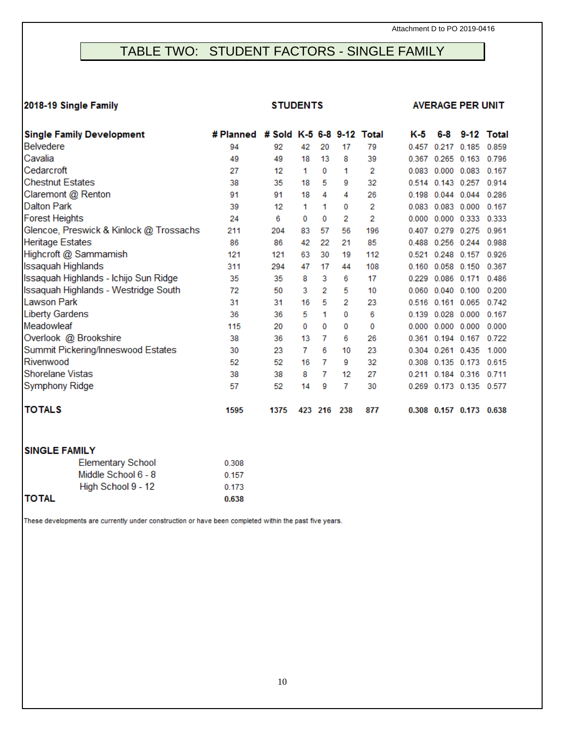Attachment D to PO 2019-0416

# TABLE TWO: STUDENT FACTORS - SINGLE FAMILY

| **2018-19 Single Family** | | | **STUDENTS** | | | | **AVERAGE PER UNIT** | | | |
|---|---|---|---|---|---|---|---|---|---|---|
| **Single Family Development** | **# Planned** | **# Sold** | **K-5** | **6-8** | **9-12** | **Total** | **K-5** | **6-8** | **9-12** | **Total** |
| Belvedere | 94 | 92 | 42 | 20 | 17 | 79 | 0.457 | 0.217 | 0.185 | 0.859 |
| Cavalia | 49 | 49 | 18 | 13 | 8 | 39 | 0.367 | 0.265 | 0.163 | 0.796 |
| Cedarcroft | 27 | 12 | 1 | 0 | 1 | 2 | 0.083 | 0.000 | 0.083 | 0.167 |
| Chestnut Estates | 38 | 35 | 18 | 5 | 9 | 32 | 0.514 | 0.143 | 0.257 | 0.914 |
| Claremont @ Renton | 91 | 91 | 18 | 4 | 4 | 26 | 0.198 | 0.044 | 0.044 | 0.286 |
| Dalton Park | 39 | 12 | 1 | 1 | 0 | 2 | 0.083 | 0.083 | 0.000 | 0.167 |
| Forest Heights | 24 | 6 | 0 | 0 | 2 | 2 | 0.000 | 0.000 | 0.333 | 0.333 |
| Glencoe, Preswick & Kinlock @ Trossachs | 211 | 204 | 83 | 57 | 56 | 196 | 0.407 | 0.279 | 0.275 | 0.961 |
| Heritage Estates | 86 | 86 | 42 | 22 | 21 | 85 | 0.488 | 0.256 | 0.244 | 0.988 |
| Highcroft @ Sammamish | 121 | 121 | 63 | 30 | 19 | 112 | 0.521 | 0.248 | 0.157 | 0.926 |
| Issaquah Highlands | 311 | 294 | 47 | 17 | 44 | 108 | 0.160 | 0.058 | 0.150 | 0.367 |
| Issaquah Highlands - Ichijo Sun Ridge | 35 | 35 | 8 | 3 | 6 | 17 | 0.229 | 0.086 | 0.171 | 0.486 |
| Issaquah Highlands - Westridge South | 72 | 50 | 3 | 2 | 5 | 10 | 0.060 | 0.040 | 0.100 | 0.200 |
| Lawson Park | 31 | 31 | 16 | 5 | 2 | 23 | 0.516 | 0.161 | 0.065 | 0.742 |
| Liberty Gardens | 36 | 36 | 5 | 1 | 0 | 6 | 0.139 | 0.028 | 0.000 | 0.167 |
| Meadowleaf | 115 | 20 | 0 | 0 | 0 | 0 | 0.000 | 0.000 | 0.000 | 0.000 |
| Overlook @ Brookshire | 38 | 36 | 13 | 7 | 6 | 26 | 0.361 | 0.194 | 0.167 | 0.722 |
| Summit Pickering/Inneswood Estates | 30 | 23 | 7 | 6 | 10 | 23 | 0.304 | 0.261 | 0.435 | 1.000 |
| Rivenwood | 52 | 52 | 16 | 7 | 9 | 32 | 0.308 | 0.135 | 0.173 | 0.615 |
| Shorelane Vistas | 38 | 38 | 8 | 7 | 12 | 27 | 0.211 | 0.184 | 0.316 | 0.711 |
| Symphony Ridge | 57 | 52 | 14 | 9 | 7 | 30 | 0.269 | 0.173 | 0.135 | 0.577 |
| **TOTALS** | **1595** | **1375** | **423** | **216** | **238** | **877** | **0.308** | **0.157** | **0.173** | **0.638** |

| **SINGLE FAMILY** | |
|---|---|
| Elementary School | 0.308 |
| Middle School 6 - 8 | 0.157 |
| High School 9 - 12 | 0.173 |
| **TOTAL** | **0.638** |

These developments are currently under construction or have been completed within the past five years.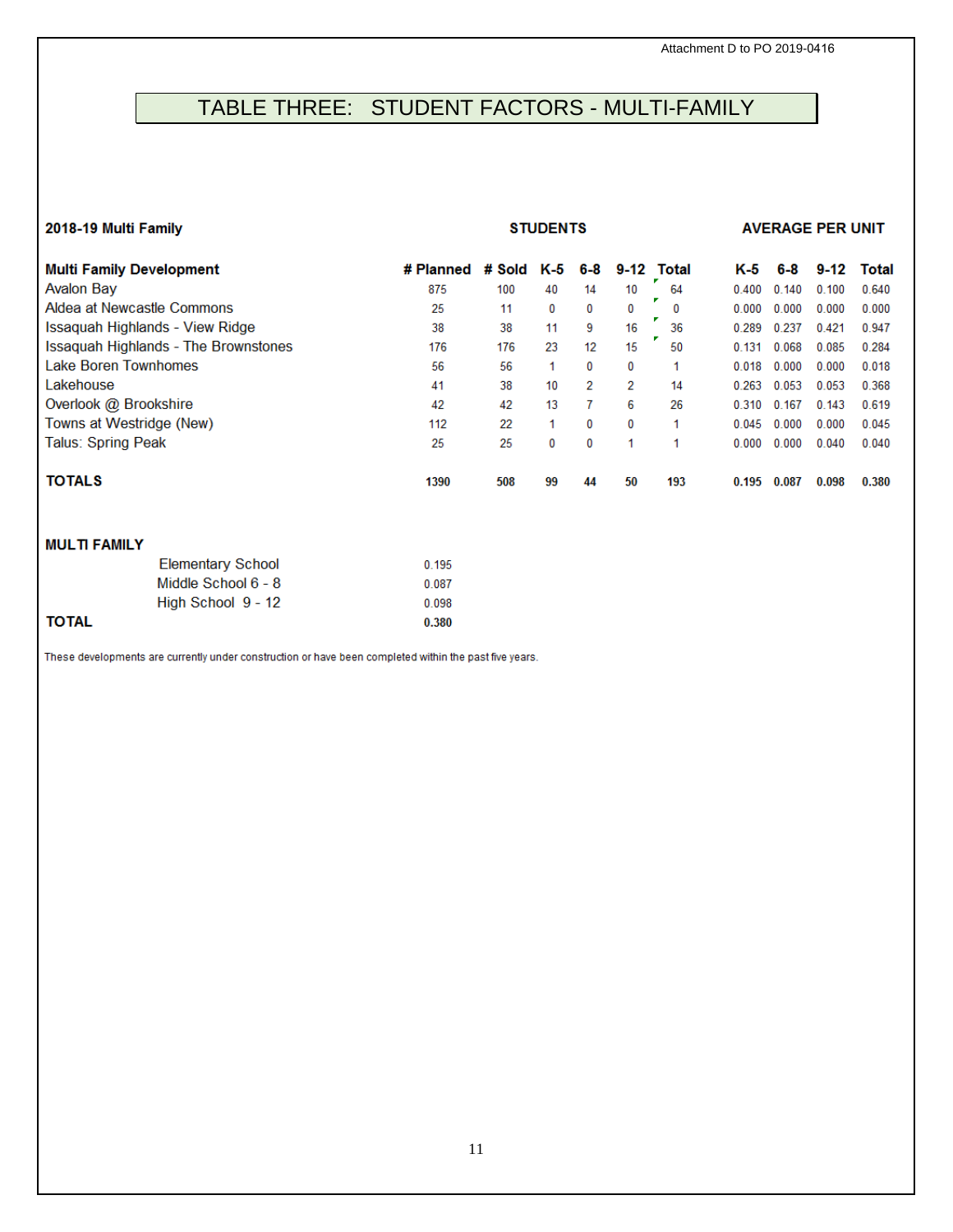Attachment D to PO 2019-0416

# TABLE THREE: STUDENT FACTORS - MULTI-FAMILY

| **2018-19 Multi Family** | | | **STUDENTS** | | | | **AVERAGE PER UNIT** | | | |
|---|---|---|---|---|---|---|---|---|---|---|
| **Multi Family Development** | **# Planned** | **# Sold** | **K-5** | **6-8** | **9-12** | **Total** | **K-5** | **6-8** | **9-12** | **Total** |
| Avalon Bay | 875 | 100 | 40 | 14 | 10 | 64 | 0.400 | 0.140 | 0.100 | 0.640 |
| Aldea at Newcastle Commons | 25 | 11 | 0 | 0 | 0 | 0 | 0.000 | 0.000 | 0.000 | 0.000 |
| Issaquah Highlands - View Ridge | 38 | 38 | 11 | 9 | 16 | 36 | 0.289 | 0.237 | 0.421 | 0.947 |
| Issaquah Highlands - The Brownstones | 176 | 176 | 23 | 12 | 15 | 50 | 0.131 | 0.068 | 0.085 | 0.284 |
| Lake Boren Townhomes | 56 | 56 | 1 | 0 | 0 | 1 | 0.018 | 0.000 | 0.000 | 0.018 |
| Lakehouse | 41 | 38 | 10 | 2 | 2 | 14 | 0.263 | 0.053 | 0.053 | 0.368 |
| Overlook @ Brookshire | 42 | 42 | 13 | 7 | 6 | 26 | 0.310 | 0.167 | 0.143 | 0.619 |
| Towns at Westridge (New) | 112 | 22 | 1 | 0 | 0 | 1 | 0.045 | 0.000 | 0.000 | 0.045 |
| Talus: Spring Peak | 25 | 25 | 0 | 0 | 1 | 1 | 0.000 | 0.000 | 0.040 | 0.040 |
| **TOTALS** | **1390** | **508** | **99** | **44** | **50** | **193** | **0.195** | **0.087** | **0.098** | **0.380** |

**MULTI FAMILY**

| | |
|---|---|
| Elementary School | 0.195 |
| Middle School 6 - 8 | 0.087 |
| High School 9 - 12 | 0.098 |
| **TOTAL** | **0.380** |

These developments are currently under construction or have been completed within the past five years.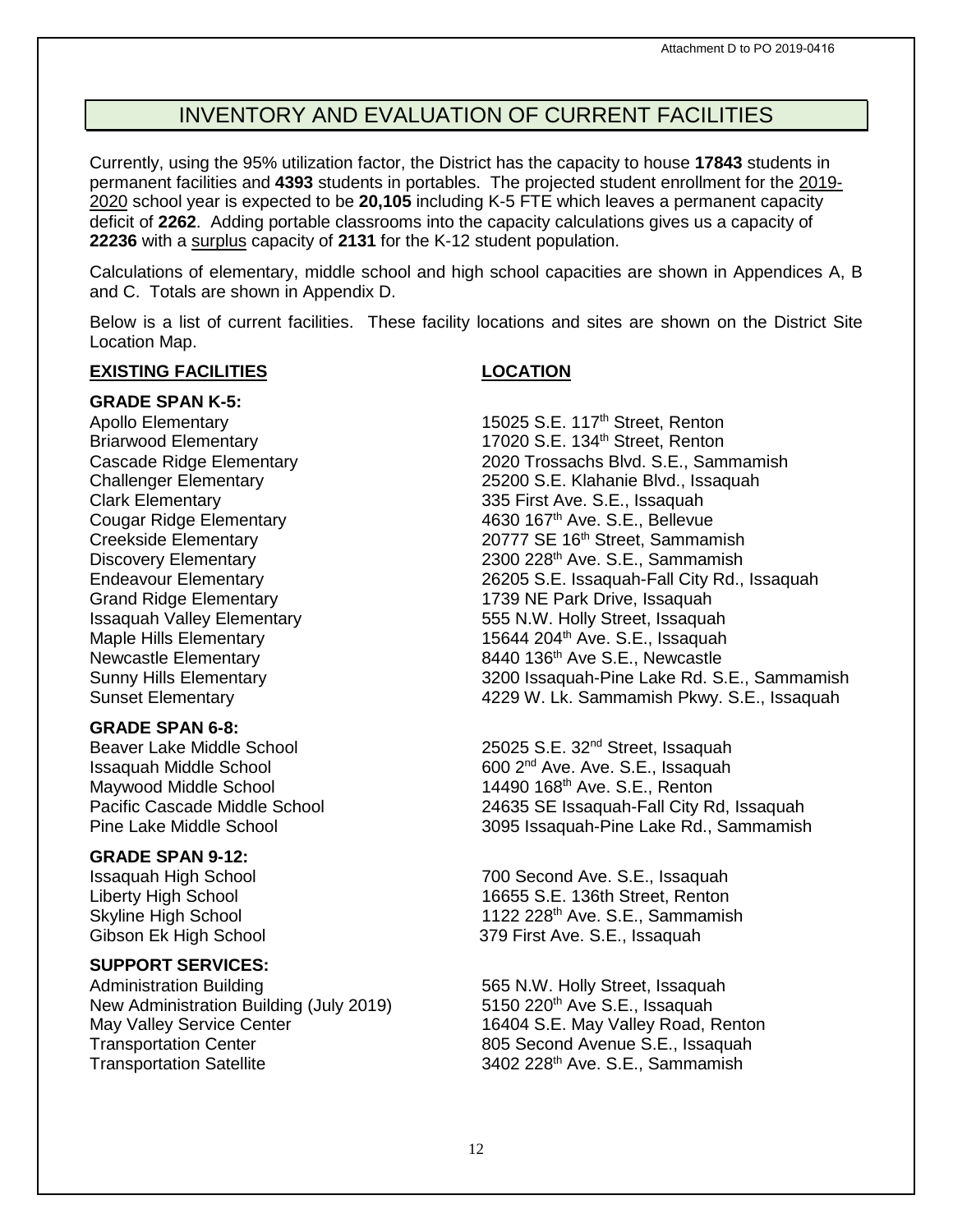Attachment D to PO 2019-0416

# INVENTORY AND EVALUATION OF CURRENT FACILITIES

Currently, using the 95% utilization factor, the District has the capacity to house **17843** students in permanent facilities and **4393** students in portables. The projected student enrollment for the 2019-2020 school year is expected to be **20,105** including K-5 FTE which leaves a permanent capacity deficit of **2262**. Adding portable classrooms into the capacity calculations gives us a capacity of **22236** with a surplus capacity of **2131** for the K-12 student population.

Calculations of elementary, middle school and high school capacities are shown in Appendices A, B and C. Totals are shown in Appendix D.

Below is a list of current facilities. These facility locations and sites are shown on the District Site Location Map.

| **EXISTING FACILITIES** | **LOCATION** |
|---|---|
| **GRADE SPAN K-5:** | |
| Apollo Elementary | 15025 S.E. 117th Street, Renton |
| Briarwood Elementary | 17020 S.E. 134th Street, Renton |
| Cascade Ridge Elementary | 2020 Trossachs Blvd. S.E., Sammamish |
| Challenger Elementary | 25200 S.E. Klahanie Blvd., Issaquah |
| Clark Elementary | 335 First Ave. S.E., Issaquah |
| Cougar Ridge Elementary | 4630 167th Ave. S.E., Bellevue |
| Creekside Elementary | 20777 SE 16th Street, Sammamish |
| Discovery Elementary | 2300 228th Ave. S.E., Sammamish |
| Endeavour Elementary | 26205 S.E. Issaquah-Fall City Rd., Issaquah |
| Grand Ridge Elementary | 1739 NE Park Drive, Issaquah |
| Issaquah Valley Elementary | 555 N.W. Holly Street, Issaquah |
| Maple Hills Elementary | 15644 204th Ave. S.E., Issaquah |
| Newcastle Elementary | 8440 136th Ave S.E., Newcastle |
| Sunny Hills Elementary | 3200 Issaquah-Pine Lake Rd. S.E., Sammamish |
| Sunset Elementary | 4229 W. Lk. Sammamish Pkwy. S.E., Issaquah |
| **GRADE SPAN 6-8:** | |
| Beaver Lake Middle School | 25025 S.E. 32nd Street, Issaquah |
| Issaquah Middle School | 600 2nd Ave. Ave. S.E., Issaquah |
| Maywood Middle School | 14490 168th Ave. S.E., Renton |
| Pacific Cascade Middle School | 24635 SE Issaquah-Fall City Rd, Issaquah |
| Pine Lake Middle School | 3095 Issaquah-Pine Lake Rd., Sammamish |
| **GRADE SPAN 9-12:** | |
| Issaquah High School | 700 Second Ave. S.E., Issaquah |
| Liberty High School | 16655 S.E. 136th Street, Renton |
| Skyline High School | 1122 228th Ave. S.E., Sammamish |
| Gibson Ek High School | 379 First Ave. S.E., Issaquah |
| **SUPPORT SERVICES:** | |
| Administration Building | 565 N.W. Holly Street, Issaquah |
| New Administration Building (July 2019) | 5150 220th Ave S.E., Issaquah |
| May Valley Service Center | 16404 S.E. May Valley Road, Renton |
| Transportation Center | 805 Second Avenue S.E., Issaquah |
| Transportation Satellite | 3402 228th Ave. S.E., Sammamish |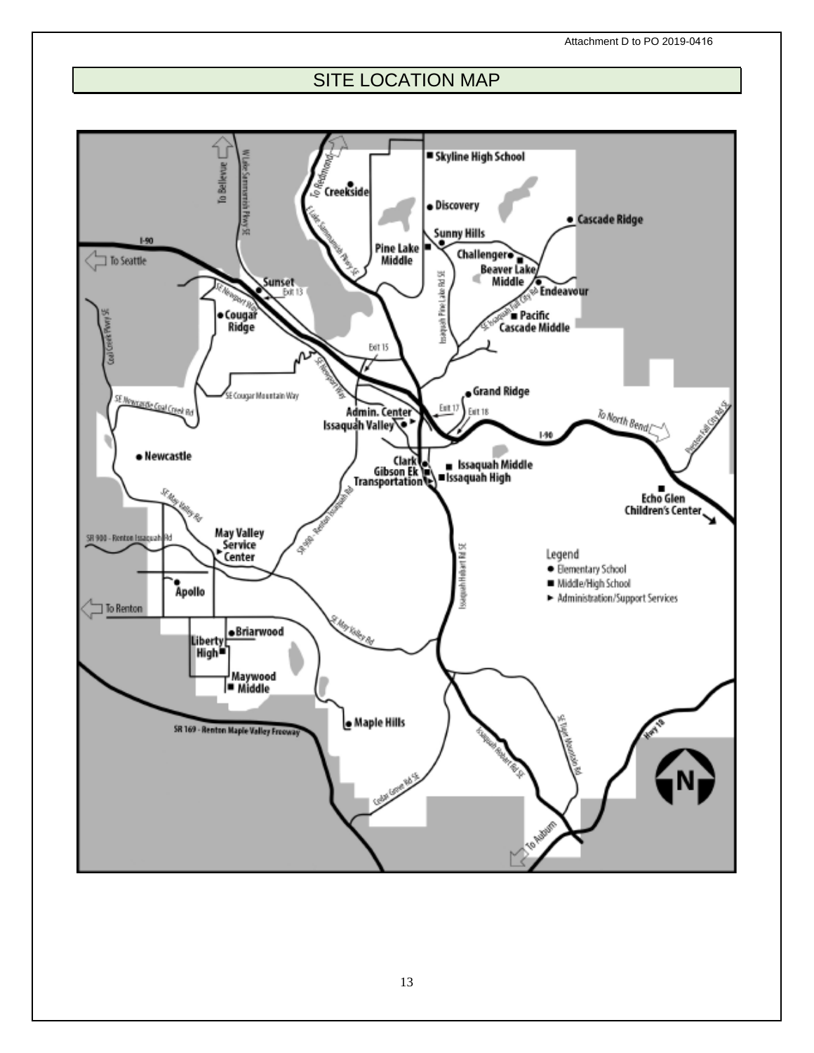Attachment D to PO 2019-0416

# SITE LOCATION MAP

To Bellevue

W Lake Sammamish Pkwy SE

To Redmond

E Lake Sammamish Pkwy SE

Skyline High School

Creekside

Discovery

Cascade Ridge

Sunny Hills

I-90

Pine Lake Middle

Challenger

To Seattle

Beaver Lake Middle

Sunset

Exit 13

Endeavour

SE Newport Way

Cougar Ridge

Issaquah Pine Lake Rd SE

SE Issaquah Fall City Rd

Pacific Cascade Middle

Coal Creek Pkwy SE

Exit 15

SE Newport Way

Grand Ridge

SE Cougar Mountain Way

SE Newcastle Coal Creek Rd

Admin. Center

Exit 17

Exit 18

To North Bend

Issaquah Valley

I-90

Preston Fall City Rd SE

Newcastle

Clark

Gibson Ek

Issaquah Middle

Transportation

Issaquah High

SR 900 - Renton Issaquah Rd

SE May Valley Rd

Echo Glen Children's Center

SR 900 - Renton Issaquah Rd

May Valley Service Center

Issaquah Hobart Rd SE

Legend

- ● Elementary School
- ■ Middle/High School
- ► Administration/Support Services

Apollo

To Renton

SE May Valley Rd

Briarwood

Liberty High

Maywood Middle

Maple Hills

SR 169 - Renton Maple Valley Freeway

SE Tiger Mountain Rd

Hwy 18

Issaquah Hobart Rd SE

Cedar Grove Rd SE

To Auburn

N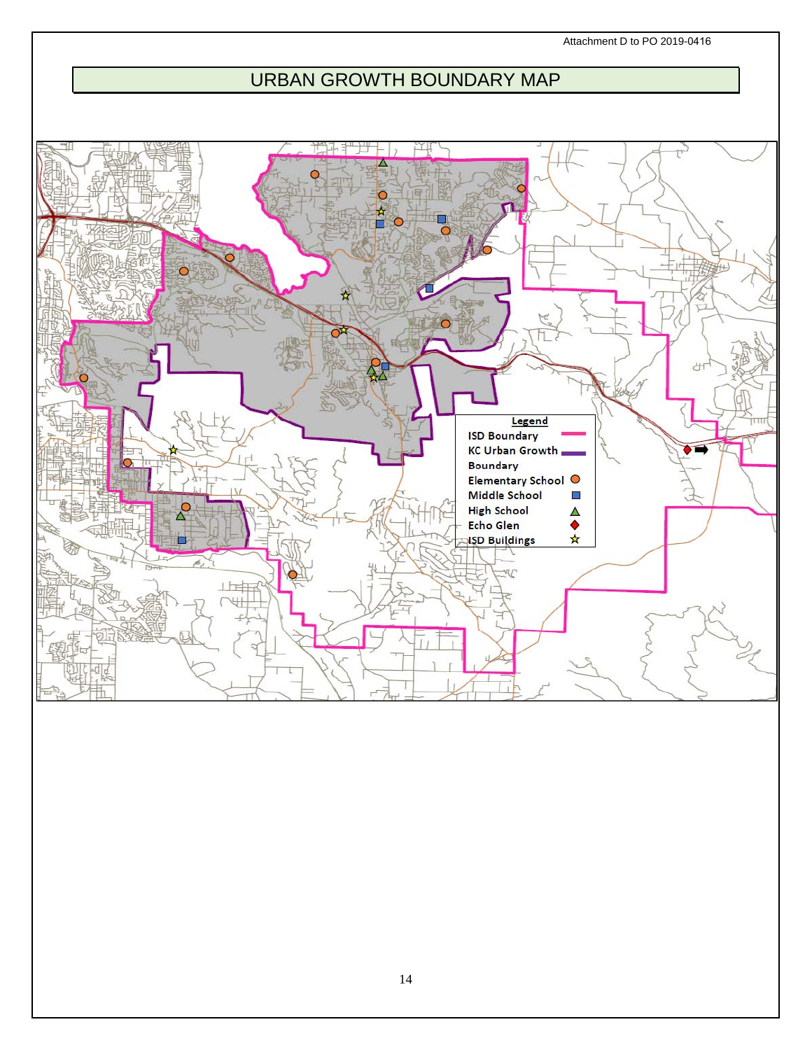Attachment D to PO 2019-0416

# URBAN GROWTH BOUNDARY MAP

**Legend**

- ISD Boundary
- KC Urban Growth Boundary
- Elementary School
- Middle School
- High School
- Echo Glen
- ISD Buildings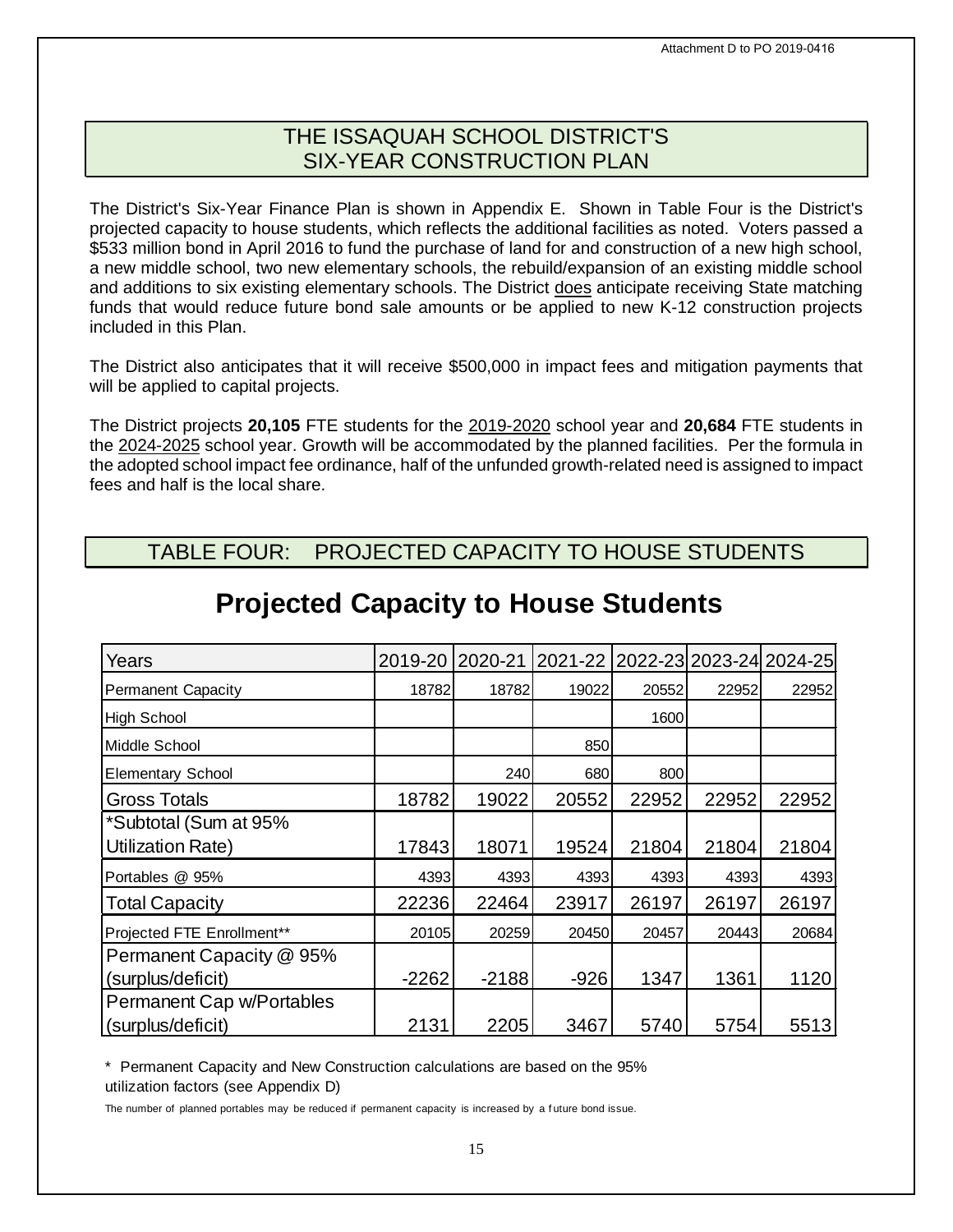Attachment D to PO 2019-0416

## THE ISSAQUAH SCHOOL DISTRICT'S SIX-YEAR CONSTRUCTION PLAN

The District's Six-Year Finance Plan is shown in Appendix E. Shown in Table Four is the District's projected capacity to house students, which reflects the additional facilities as noted. Voters passed a \$533 million bond in April 2016 to fund the purchase of land for and construction of a new high school, a new middle school, two new elementary schools, the rebuild/expansion of an existing middle school and additions to six existing elementary schools. The District does anticipate receiving State matching funds that would reduce future bond sale amounts or be applied to new K-12 construction projects included in this Plan.

The District also anticipates that it will receive \$500,000 in impact fees and mitigation payments that will be applied to capital projects.

The District projects **20,105** FTE students for the 2019-2020 school year and **20,684** FTE students in the 2024-2025 school year. Growth will be accommodated by the planned facilities. Per the formula in the adopted school impact fee ordinance, half of the unfunded growth-related need is assigned to impact fees and half is the local share.

## TABLE FOUR: PROJECTED CAPACITY TO HOUSE STUDENTS

### Projected Capacity to House Students

| Years | 2019-20 | 2020-21 | 2021-22 | 2022-23 | 2023-24 | 2024-25 |
|---|---|---|---|---|---|---|
| Permanent Capacity | 18782 | 18782 | 19022 | 20552 | 22952 | 22952 |
| High School | | | | 1600 | | |
| Middle School | | | 850 | | | |
| Elementary School | | 240 | 680 | 800 | | |
| Gross Totals | 18782 | 19022 | 20552 | 22952 | 22952 | 22952 |
| *Subtotal (Sum at 95% Utilization Rate) | 17843 | 18071 | 19524 | 21804 | 21804 | 21804 |
| Portables @ 95% | 4393 | 4393 | 4393 | 4393 | 4393 | 4393 |
| Total Capacity | 22236 | 22464 | 23917 | 26197 | 26197 | 26197 |
| Projected FTE Enrollment** | 20105 | 20259 | 20450 | 20457 | 20443 | 20684 |
| Permanent Capacity @ 95% (surplus/deficit) | -2262 | -2188 | -926 | 1347 | 1361 | 1120 |
| Permanent Cap w/Portables (surplus/deficit) | 2131 | 2205 | 3467 | 5740 | 5754 | 5513 |

\* Permanent Capacity and New Construction calculations are based on the 95% utilization factors (see Appendix D)

The number of planned portables may be reduced if permanent capacity is increased by a future bond issue.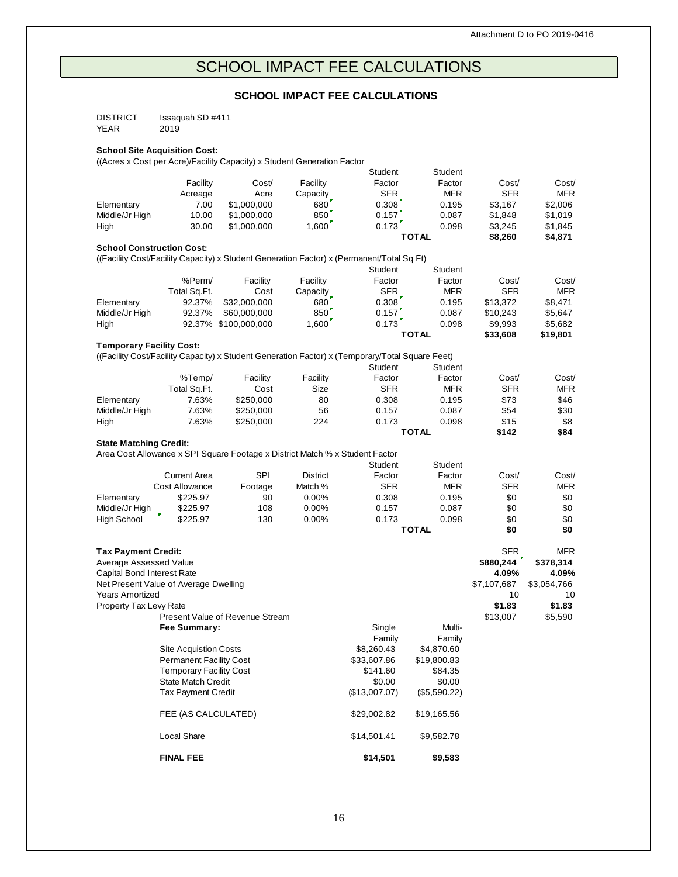Attachment D to PO 2019-0416

# SCHOOL IMPACT FEE CALCULATIONS

## SCHOOL IMPACT FEE CALCULATIONS

DISTRICT Issaquah SD #411
YEAR 2019

**School Site Acquisition Cost:**
((Acres x Cost per Acre)/Facility Capacity) x Student Generation Factor

| | Facility Acreage | Cost/ Acre | Facility Capacity | Student Factor SFR | Student Factor MFR | Cost/ SFR | Cost/ MFR |
|---|---|---|---|---|---|---|---|
| Elementary | 7.00 | $1,000,000 | 680 | 0.308 | 0.195 | $3,167 | $2,006 |
| Middle/Jr High | 10.00 | $1,000,000 | 850 | 0.157 | 0.087 | $1,848 | $1,019 |
| High | 30.00 | $1,000,000 | 1,600 | 0.173 | 0.098 | $3,245 | $1,845 |
| | | | | **TOTAL** | | **$8,260** | **$4,871** |

**School Construction Cost:**
((Facility Cost/Facility Capacity) x Student Generation Factor) x (Permanent/Total Sq Ft)

| | %Perm/ Total Sq.Ft. | Facility Cost | Facility Capacity | Student Factor SFR | Student Factor MFR | Cost/ SFR | Cost/ MFR |
|---|---|---|---|---|---|---|---|
| Elementary | 92.37% | $32,000,000 | 680 | 0.308 | 0.195 | $13,372 | $8,471 |
| Middle/Jr High | 92.37% | $60,000,000 | 850 | 0.157 | 0.087 | $10,243 | $5,647 |
| High | 92.37% | $100,000,000 | 1,600 | 0.173 | 0.098 | $9,993 | $5,682 |
| | | | | **TOTAL** | | **$33,608** | **$19,801** |

**Temporary Facility Cost:**
((Facility Cost/Facility Capacity) x Student Generation Factor) x (Temporary/Total Square Feet)

| | %Temp/ Total Sq.Ft. | Facility Cost | Facility Size | Student Factor SFR | Student Factor MFR | Cost/ SFR | Cost/ MFR |
|---|---|---|---|---|---|---|---|
| Elementary | 7.63% | $250,000 | 80 | 0.308 | 0.195 | $73 | $46 |
| Middle/Jr High | 7.63% | $250,000 | 56 | 0.157 | 0.087 | $54 | $30 |
| High | 7.63% | $250,000 | 224 | 0.173 | 0.098 | $15 | $8 |
| | | | | **TOTAL** | | **$142** | **$84** |

**State Matching Credit:**
Area Cost Allowance x SPI Square Footage x District Match % x Student Factor

| | Current Area Cost Allowance | SPI Footage | District Match % | Student Factor SFR | Student Factor MFR | Cost/ SFR | Cost/ MFR |
|---|---|---|---|---|---|---|---|
| Elementary | $225.97 | 90 | 0.00% | 0.308 | 0.195 | $0 | $0 |
| Middle/Jr High | $225.97 | 108 | 0.00% | 0.157 | 0.087 | $0 | $0 |
| High School | $225.97 | 130 | 0.00% | 0.173 | 0.098 | $0 | $0 |
| | | | | **TOTAL** | | **$0** | **$0** |

**Tax Payment Credit:**

| | SFR | MFR |
|---|---|---|
| Average Assessed Value | **$880,244** | **$378,314** |
| Capital Bond Interest Rate | **4.09%** | **4.09%** |
| Net Present Value of Average Dwelling | $7,107,687 | $3,054,766 |
| Years Amortized | 10 | 10 |
| Property Tax Levy Rate | **$1.83** | **$1.83** |
| Present Value of Revenue Stream | $13,007 | $5,590 |

| **Fee Summary:** | Single Family | Multi-Family |
|---|---|---|
| Site Acquistion Costs | $8,260.43 | $4,870.60 |
| Permanent Facility Cost | $33,607.86 | $19,800.83 |
| Temporary Facility Cost | $141.60 | $84.35 |
| State Match Credit | $0.00 | $0.00 |
| Tax Payment Credit | ($13,007.07) | ($5,590.22) |
| FEE (AS CALCULATED) | $29,002.82 | $19,165.56 |
| Local Share | $14,501.41 | $9,582.78 |
| **FINAL FEE** | **$14,501** | **$9,583** |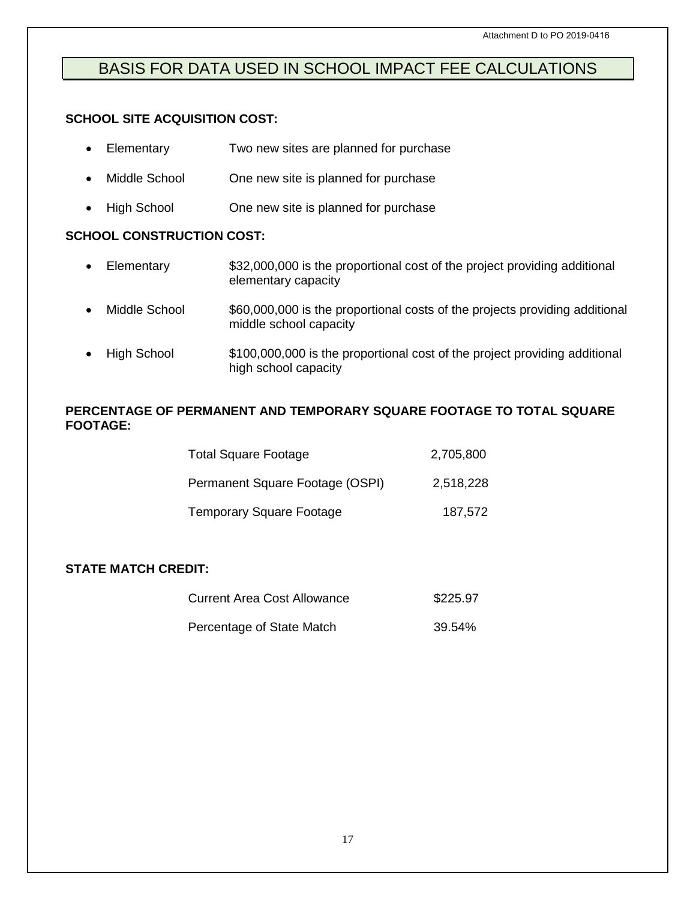Attachment D to PO 2019-0416

# BASIS FOR DATA USED IN SCHOOL IMPACT FEE CALCULATIONS

**SCHOOL SITE ACQUISITION COST:**

- Elementary — Two new sites are planned for purchase
- Middle School — One new site is planned for purchase
- High School — One new site is planned for purchase

**SCHOOL CONSTRUCTION COST:**

- Elementary — $32,000,000 is the proportional cost of the project providing additional elementary capacity
- Middle School — $60,000,000 is the proportional costs of the projects providing additional middle school capacity
- High School — $100,000,000 is the proportional cost of the project providing additional high school capacity

**PERCENTAGE OF PERMANENT AND TEMPORARY SQUARE FOOTAGE TO TOTAL SQUARE FOOTAGE:**

| | |
|---|---|
| Total Square Footage | 2,705,800 |
| Permanent Square Footage (OSPI) | 2,518,228 |
| Temporary Square Footage | 187,572 |

**STATE MATCH CREDIT:**

| | |
|---|---|
| Current Area Cost Allowance | $225.97 |
| Percentage of State Match | 39.54% |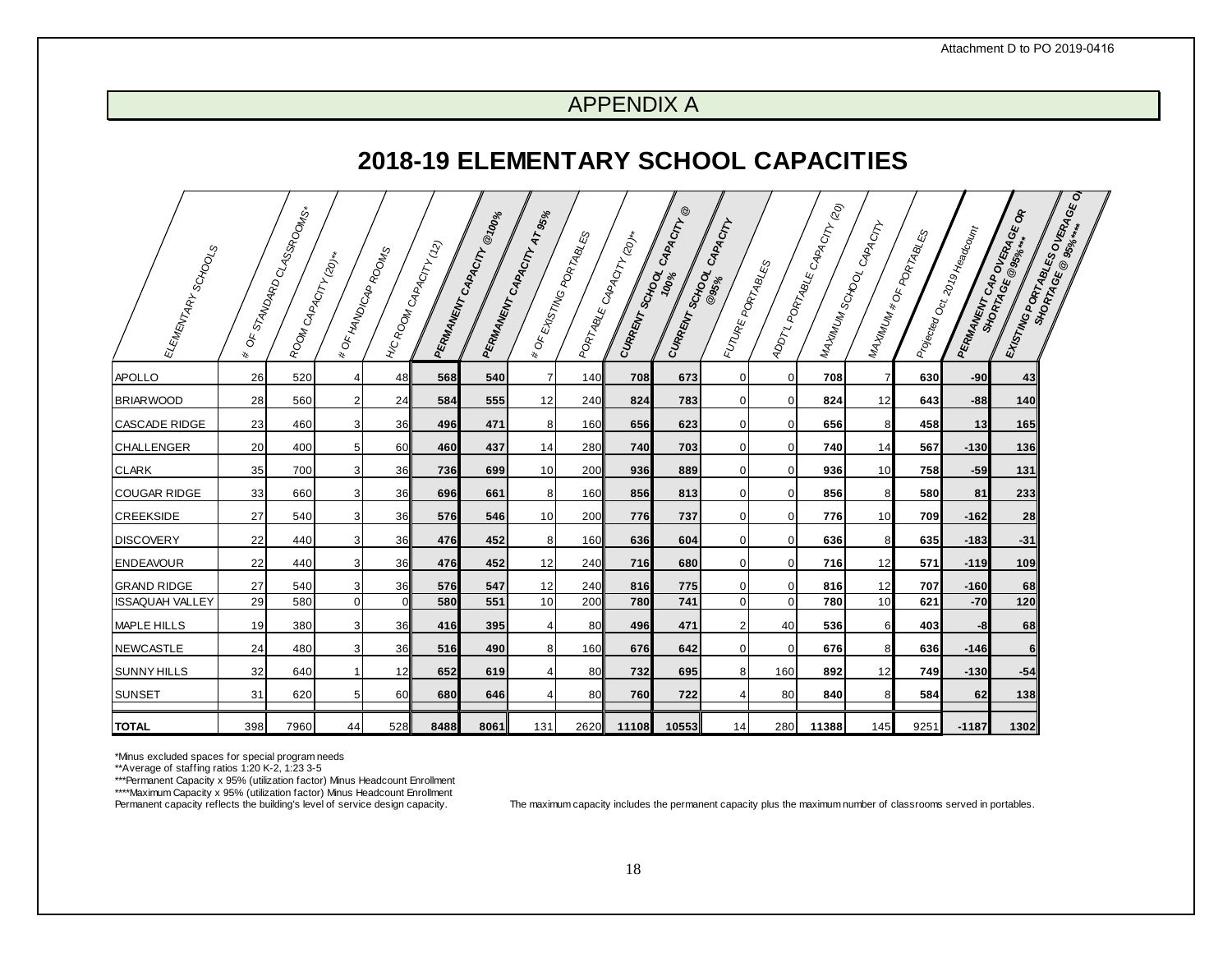Attachment D to PO 2019-0416

# APPENDIX A

## 2018-19 ELEMENTARY SCHOOL CAPACITIES

| ELEMENTARY SCHOOLS | # OF STANDARD CLASSROOMS* | ROOM CAPACITY (20)** | # OF HANDICAP ROOMS | H/C ROOM CAPACITY (12) | PERMANENT CAPACITY @100% | PERMANENT CAPACITY AT 95% | # OF EXISTING PORTABLES | PORTABLE CAPACITY (20)** | CURRENT SCHOOL CAPACITY @ 100% | CURRENT SCHOOL CAPACITY @95% | FUTURE PORTABLES | ADDT'L PORTABLE CAPACITY (20) | MAXIMUM SCHOOL CAPACITY | MAXIMUM # OF PORTABLES | Projected Oct. 2019 Headcount | PERMANENT CAP OVERAGE OR SHORTAGE @95%*** | EXISTING PORTABLES OVERAGE OR SHORTAGE @ 95%**** |
|---|---|---|---|---|---|---|---|---|---|---|---|---|---|---|---|---|---|
| APOLLO | 26 | 520 | 4 | 48 | **568** | **540** | 7 | 140 | **708** | **673** | 0 | 0 | **708** | 7 | **630** | **-90** | **43** |
| BRIARWOOD | 28 | 560 | 2 | 24 | **584** | **555** | 12 | 240 | **824** | **783** | 0 | 0 | **824** | 12 | **643** | **-88** | **140** |
| CASCADE RIDGE | 23 | 460 | 3 | 36 | **496** | **471** | 8 | 160 | **656** | **623** | 0 | 0 | **656** | 8 | **458** | **13** | **165** |
| CHALLENGER | 20 | 400 | 5 | 60 | **460** | **437** | 14 | 280 | **740** | **703** | 0 | 0 | **740** | 14 | **567** | **-130** | **136** |
| CLARK | 35 | 700 | 3 | 36 | **736** | **699** | 10 | 200 | **936** | **889** | 0 | 0 | **936** | 10 | **758** | **-59** | **131** |
| COUGAR RIDGE | 33 | 660 | 3 | 36 | **696** | **661** | 8 | 160 | **856** | **813** | 0 | 0 | **856** | 8 | **580** | **81** | **233** |
| CREEKSIDE | 27 | 540 | 3 | 36 | **576** | **546** | 10 | 200 | **776** | **737** | 0 | 0 | **776** | 10 | **709** | **-162** | **28** |
| DISCOVERY | 22 | 440 | 3 | 36 | **476** | **452** | 8 | 160 | **636** | **604** | 0 | 0 | **636** | 8 | **635** | **-183** | **-31** |
| ENDEAVOUR | 22 | 440 | 3 | 36 | **476** | **452** | 12 | 240 | **716** | **680** | 0 | 0 | **716** | 12 | **571** | **-119** | **109** |
| GRAND RIDGE | 27 | 540 | 3 | 36 | **576** | **547** | 12 | 240 | **816** | **775** | 0 | 0 | **816** | 12 | **707** | **-160** | **68** |
| ISSAQUAH VALLEY | 29 | 580 | 0 | 0 | **580** | **551** | 10 | 200 | **780** | **741** | 0 | 0 | **780** | 10 | **621** | **-70** | **120** |
| MAPLE HILLS | 19 | 380 | 3 | 36 | **416** | **395** | 4 | 80 | **496** | **471** | 2 | 40 | **536** | 6 | **403** | **-8** | **68** |
| NEWCASTLE | 24 | 480 | 3 | 36 | **516** | **490** | 8 | 160 | **676** | **642** | 0 | 0 | **676** | 8 | **636** | **-146** | **6** |
| SUNNY HILLS | 32 | 640 | 1 | 12 | **652** | **619** | 4 | 80 | **732** | **695** | 8 | 160 | **892** | 12 | **749** | **-130** | **-54** |
| SUNSET | 31 | 620 | 5 | 60 | **680** | **646** | 4 | 80 | **760** | **722** | 4 | 80 | **840** | 8 | **584** | **62** | **138** |
| **TOTAL** | 398 | 7960 | 44 | 528 | **8488** | **8061** | 131 | 2620 | **11108** | **10553** | 14 | 280 | **11388** | 145 | 9251 | **-1187** | **1302** |

*Minus excluded spaces for special program needs
**Average of staffing ratios 1:20 K-2, 1:23 3-5
***Permanent Capacity x 95% (utilization factor) Minus Headcount Enrollment
****Maximum Capacity x 95% (utilization factor) Minus Headcount Enrollment
Permanent capacity reflects the building's level of service design capacity.

The maximum capacity includes the permanent capacity plus the maximum number of classrooms served in portables.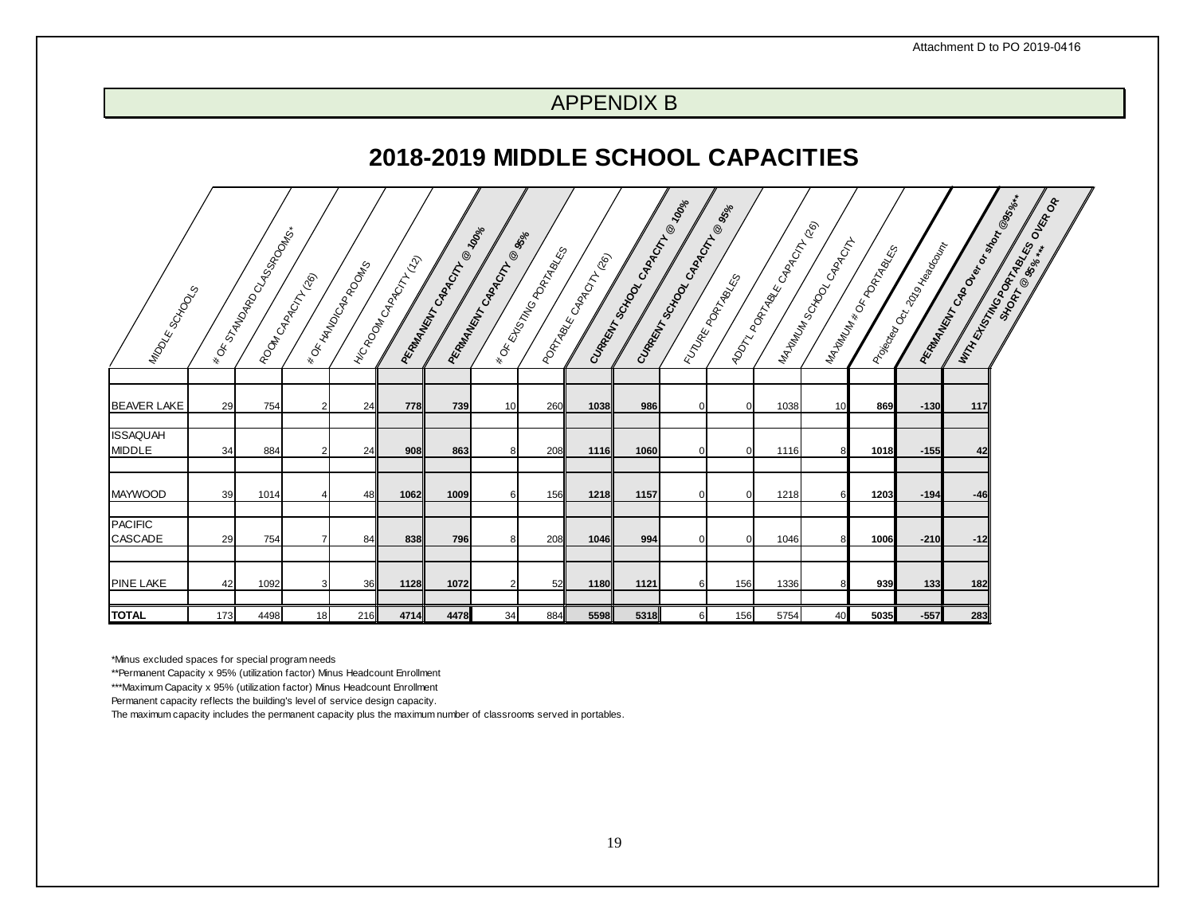Attachment D to PO 2019-0416

# APPENDIX B

## 2018-2019 MIDDLE SCHOOL CAPACITIES

| MIDDLE SCHOOLS | # OF STANDARD CLASSROOMS* | ROOM CAPACITY (26) | # OF HANDICAP ROOMS | H/C ROOM CAPACITY (12) | PERMANENT CAPACITY @ 100% | PERMANENT CAPACITY @ 95% | # OF EXISTING PORTABLES | PORTABLE CAPACITY (26) | CURRENT SCHOOL CAPACITY @ 100% | CURRENT SCHOOL CAPACITY @ 95% | FUTURE PORTABLES | ADDT'L PORTABLE CAPACITY (26) | MAXIMUM SCHOOL CAPACITY | MAXIMUM # OF PORTABLES | Projected Oct. 2019 Headcount | PERMANENT CAP Over or short @95%** | WITH EXISTING PORTABLES OVER OR SHORT @ 95% *** |
|---|---|---|---|---|---|---|---|---|---|---|---|---|---|---|---|---|---|
| BEAVER LAKE | 29 | 754 | 2 | 24 | **778** | **739** | 10 | 260 | **1038** | **986** | 0 | 0 | 1038 | 10 | **869** | **-130** | **117** |
| ISSAQUAH MIDDLE | 34 | 884 | 2 | 24 | **908** | **863** | 8 | 208 | **1116** | **1060** | 0 | 0 | 1116 | 8 | **1018** | **-155** | **42** |
| MAYWOOD | 39 | 1014 | 4 | 48 | **1062** | **1009** | 6 | 156 | **1218** | **1157** | 0 | 0 | 1218 | 6 | **1203** | **-194** | **-46** |
| PACIFIC CASCADE | 29 | 754 | 7 | 84 | **838** | **796** | 8 | 208 | **1046** | **994** | 0 | 0 | 1046 | 8 | **1006** | **-210** | **-12** |
| PINE LAKE | 42 | 1092 | 3 | 36 | **1128** | **1072** | 2 | 52 | **1180** | **1121** | 6 | 156 | 1336 | 8 | **939** | **133** | **182** |
| **TOTAL** | 173 | 4498 | 18 | 216 | **4714** | **4478** | 34 | 884 | **5598** | **5318** | 6 | 156 | 5754 | 40 | **5035** | **-557** | **283** |

*Minus excluded spaces for special program needs

**Permanent Capacity x 95% (utilization factor) Minus Headcount Enrollment

***Maximum Capacity x 95% (utilization factor) Minus Headcount Enrollment

Permanent capacity reflects the building's level of service design capacity.

The maximum capacity includes the permanent capacity plus the maximum number of classrooms served in portables.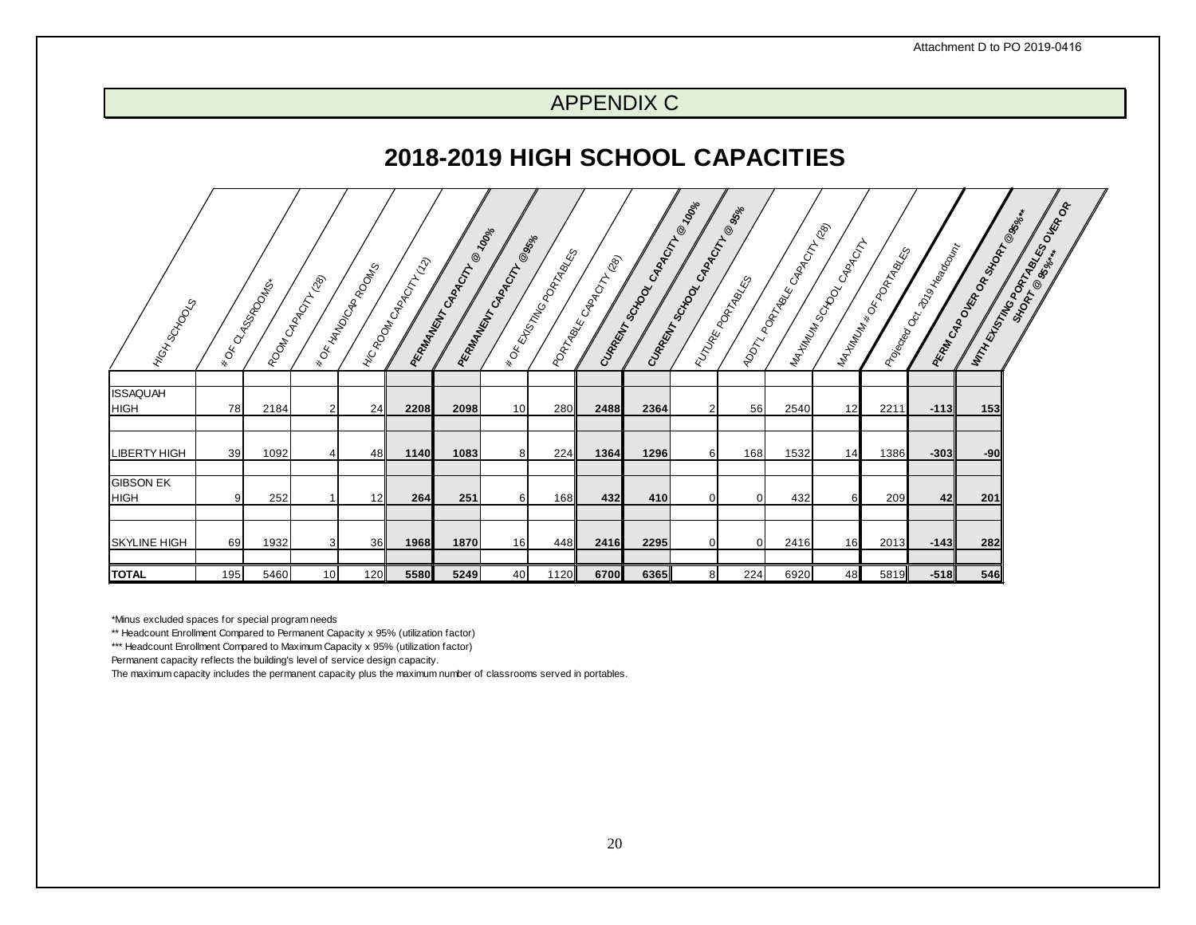Attachment D to PO 2019-0416

# APPENDIX C

## 2018-2019 HIGH SCHOOL CAPACITIES

| HIGH SCHOOLS | # OF CLASSROOMS* | ROOM CAPACITY (28) | # OF HANDICAP ROOMS | H/C ROOM CAPACITY (12) | **PERMANENT CAPACITY @ 100%** | **PERMANENT CAPACITY @95%** | # OF EXISTING PORTABLES | PORTABLE CAPACITY (28) | **CURRENT SCHOOL CAPACITY @ 100%** | **CURRENT SCHOOL CAPACITY @ 95%** | FUTURE PORTABLES | ADDT'L PORTABLE CAPACITY (28) | MAXIMUM SCHOOL CAPACITY | MAXIMUM # OF PORTABLES | Projected Oct. 2019 Headcount | **PERM CAP OVER OR SHORT @95%\*\*** | **WITH EXISTING PORTABLES OVER OR SHORT @ 95%\*\*\*** |
|---|---|---|---|---|---|---|---|---|---|---|---|---|---|---|---|---|---|
| ISSAQUAH HIGH | 78 | 2184 | 2 | 24 | **2208** | **2098** | 10 | 280 | **2488** | **2364** | 2 | 56 | 2540 | 12 | 2211 | **-113** | **153** |
| LIBERTY HIGH | 39 | 1092 | 4 | 48 | **1140** | **1083** | 8 | 224 | **1364** | **1296** | 6 | 168 | 1532 | 14 | 1386 | **-303** | **-90** |
| GIBSON EK HIGH | 9 | 252 | 1 | 12 | **264** | **251** | 6 | 168 | **432** | **410** | 0 | 0 | 432 | 6 | 209 | **42** | **201** |
| SKYLINE HIGH | 69 | 1932 | 3 | 36 | **1968** | **1870** | 16 | 448 | **2416** | **2295** | 0 | 0 | 2416 | 16 | 2013 | **-143** | **282** |
| **TOTAL** | 195 | 5460 | 10 | 120 | **5580** | **5249** | 40 | 1120 | **6700** | **6365** | 8 | 224 | 6920 | 48 | 5819 | **-518** | **546** |

*Minus excluded spaces for special program needs

** Headcount Enrollment Compared to Permanent Capacity x 95% (utilization factor)

*** Headcount Enrollment Compared to Maximum Capacity x 95% (utilization factor)

Permanent capacity reflects the building's level of service design capacity.

The maximum capacity includes the permanent capacity plus the maximum number of classrooms served in portables.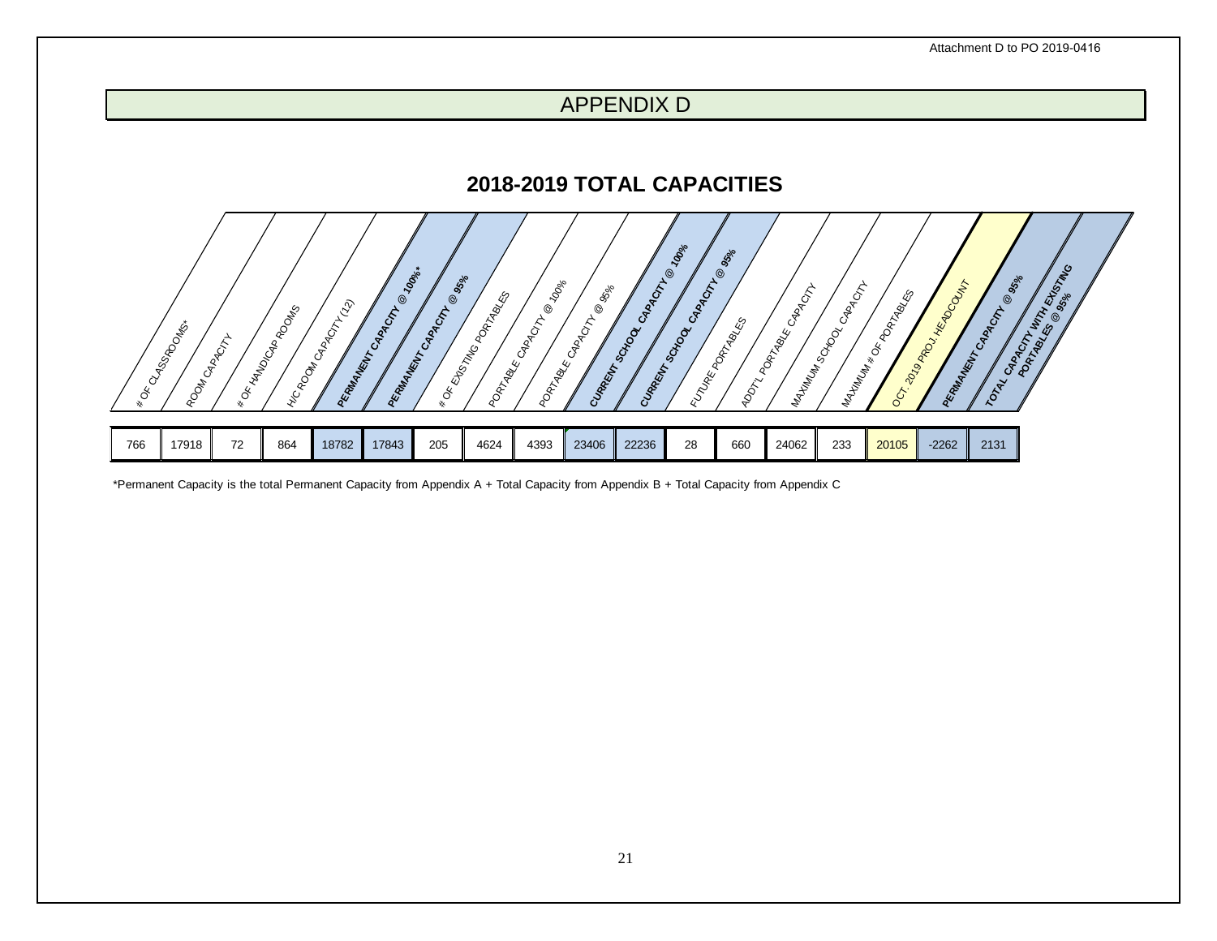Attachment D to PO 2019-0416

# APPENDIX D

## 2018-2019 TOTAL CAPACITIES

| # OF CLASSROOMS* | ROOM CAPACITY | # OF HANDICAP ROOMS | H/C ROOM CAPACITY (12) | **PERMANENT CAPACITY @ 100%*** | **PERMANENT CAPACITY @ 95%** | # OF EXISTING PORTABLES | PORTABLE CAPACITY @ 100% | PORTABLE CAPACITY @ 95% | **CURRENT SCHOOL CAPACITY @ 100%** | **CURRENT SCHOOL CAPACITY @ 95%** | FUTURE PORTABLES | ADDT'L PORTABLE CAPACITY | MAXIMUM SCHOOL CAPACITY | MAXIMUM # OF PORTABLES | OCT. 2019 PROJ. HEADCOUNT | **PERMANENT CAPACITY @ 95%** | **TOTAL CAPACITY WITH EXISTING PORTABLES @ 95%** |
|---|---|---|---|---|---|---|---|---|---|---|---|---|---|---|---|---|---|
| 766 | 17918 | 72 | 864 | 18782 | 17843 | 205 | 4624 | 4393 | 23406 | 22236 | 28 | 660 | 24062 | 233 | 20105 | -2262 | 2131 |

*Permanent Capacity is the total Permanent Capacity from Appendix A + Total Capacity from Appendix B + Total Capacity from Appendix C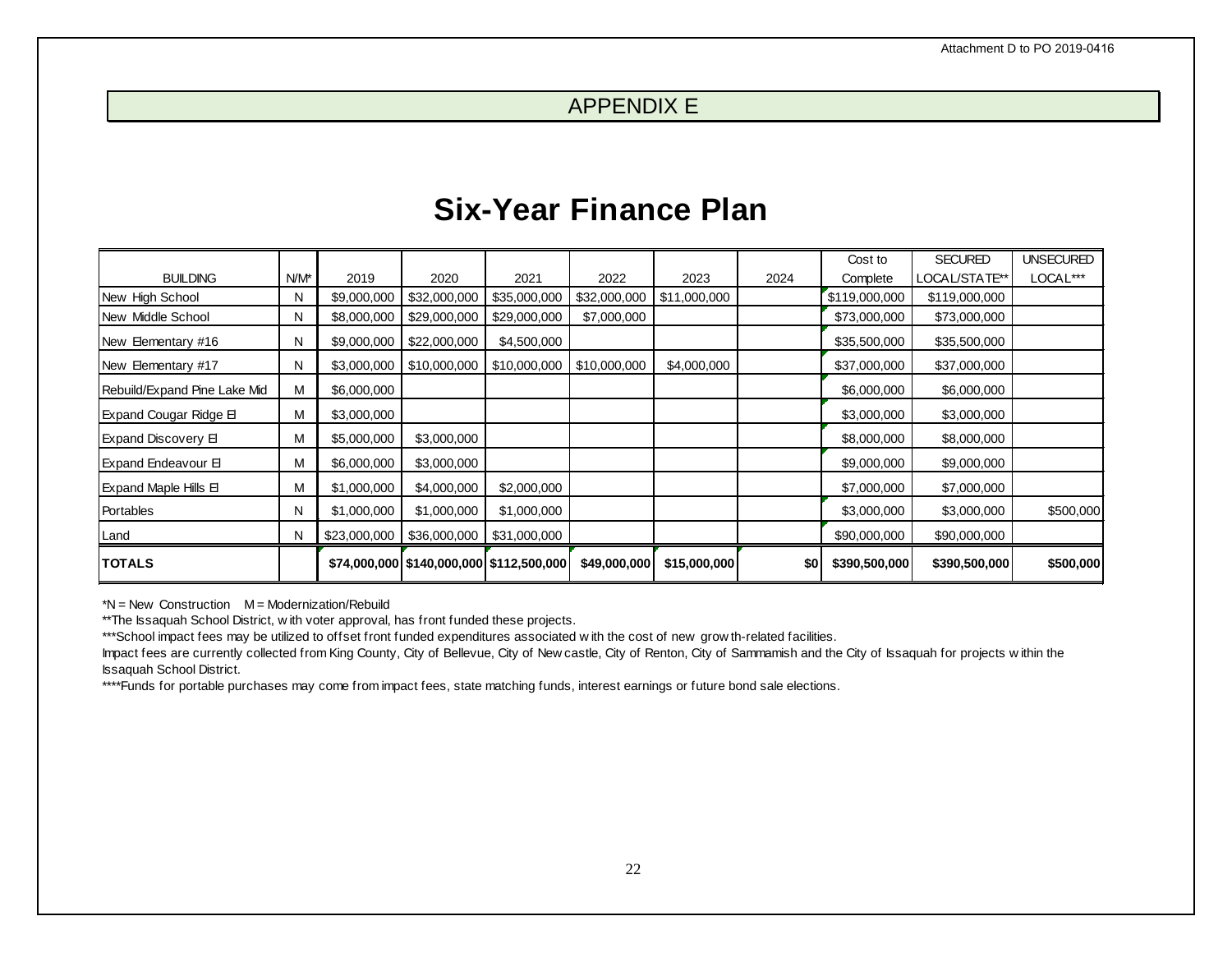Attachment D to PO 2019-0416

## APPENDIX E

# Six-Year Finance Plan

| BUILDING | N/M* | 2019 | 2020 | 2021 | 2022 | 2023 | 2024 | Cost to Complete | SECURED LOCAL/STATE** | UNSECURED LOCAL*** |
|---|---|---|---|---|---|---|---|---|---|---|
| New High School | N | $9,000,000 | $32,000,000 | $35,000,000 | $32,000,000 | $11,000,000 | | $119,000,000 | $119,000,000 | |
| New Middle School | N | $8,000,000 | $29,000,000 | $29,000,000 | $7,000,000 | | | $73,000,000 | $73,000,000 | |
| New Elementary #16 | N | $9,000,000 | $22,000,000 | $4,500,000 | | | | $35,500,000 | $35,500,000 | |
| New Elementary #17 | N | $3,000,000 | $10,000,000 | $10,000,000 | $10,000,000 | $4,000,000 | | $37,000,000 | $37,000,000 | |
| Rebuild/Expand Pine Lake Mid | M | $6,000,000 | | | | | | $6,000,000 | $6,000,000 | |
| Expand Cougar Ridge El | M | $3,000,000 | | | | | | $3,000,000 | $3,000,000 | |
| Expand Discovery El | M | $5,000,000 | $3,000,000 | | | | | $8,000,000 | $8,000,000 | |
| Expand Endeavour El | M | $6,000,000 | $3,000,000 | | | | | $9,000,000 | $9,000,000 | |
| Expand Maple Hills El | M | $1,000,000 | $4,000,000 | $2,000,000 | | | | $7,000,000 | $7,000,000 | |
| Portables | N | $1,000,000 | $1,000,000 | $1,000,000 | | | | $3,000,000 | $3,000,000 | $500,000 |
| Land | N | $23,000,000 | $36,000,000 | $31,000,000 | | | | $90,000,000 | $90,000,000 | |
| **TOTALS** | | **$74,000,000** | **$140,000,000** | **$112,500,000** | **$49,000,000** | **$15,000,000** | **$0** | **$390,500,000** | **$390,500,000** | **$500,000** |

*N = New Construction M = Modernization/Rebuild

**The Issaquah School District, with voter approval, has front funded these projects.

***School impact fees may be utilized to offset front funded expenditures associated with the cost of new growth-related facilities.

Impact fees are currently collected from King County, City of Bellevue, City of Newcastle, City of Renton, City of Sammamish and the City of Issaquah for projects within the Issaquah School District.

****Funds for portable purchases may come from impact fees, state matching funds, interest earnings or future bond sale elections.